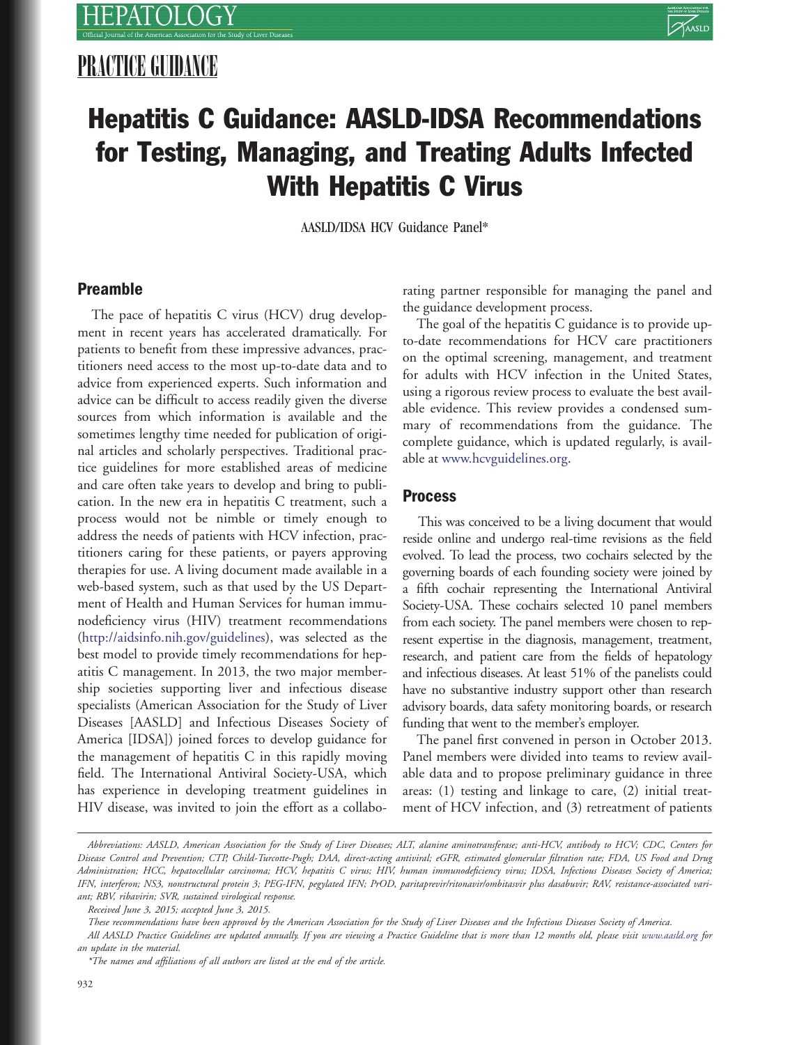PRACTICE GUIDANCE

# Hepatitis C Guidance: AASLD-IDSA Recommendations for Testing, Managing, and Treating Adults Infected With Hepatitis C Virus

AASLD/IDSA HCV Guidance Panel*

## Preamble

The pace of hepatitis C virus (HCV) drug development in recent years has accelerated dramatically. For patients to benefit from these impressive advances, practitioners need access to the most up-to-date data and to advice from experienced experts. Such information and advice can be difficult to access readily given the diverse sources from which information is available and the sometimes lengthy time needed for publication of original articles and scholarly perspectives. Traditional practice guidelines for more established areas of medicine and care often take years to develop and bring to publication. In the new era in hepatitis C treatment, such a process would not be nimble or timely enough to address the needs of patients with HCV infection, practitioners caring for these patients, or payers approving therapies for use. A living document made available in a web-based system, such as that used by the US Department of Health and Human Services for human immunodeficiency virus (HIV) treatment recommendations (http://aidsinfo.nih.gov/guidelines), was selected as the best model to provide timely recommendations for hepatitis C management. In 2013, the two major membership societies supporting liver and infectious disease specialists (American Association for the Study of Liver Diseases [AASLD] and Infectious Diseases Society of America [IDSA]) joined forces to develop guidance for the management of hepatitis C in this rapidly moving field. The International Antiviral Society-USA, which has experience in developing treatment guidelines in HIV disease, was invited to join the effort as a collaborating partner responsible for managing the panel and the guidance development process.

The goal of the hepatitis C guidance is to provide up-to-date recommendations for HCV care practitioners on the optimal screening, management, and treatment for adults with HCV infection in the United States, using a rigorous review process to evaluate the best available evidence. This review provides a condensed summary of recommendations from the guidance. The complete guidance, which is updated regularly, is available at www.hcvguidelines.org.

## Process

This was conceived to be a living document that would reside online and undergo real-time revisions as the field evolved. To lead the process, two cochairs selected by the governing boards of each founding society were joined by a fifth cochair representing the International Antiviral Society-USA. These cochairs selected 10 panel members from each society. The panel members were chosen to represent expertise in the diagnosis, management, treatment, research, and patient care from the fields of hepatology and infectious diseases. At least 51% of the panelists could have no substantive industry support other than research advisory boards, data safety monitoring boards, or research funding that went to the member's employer.

The panel first convened in person in October 2013. Panel members were divided into teams to review available data and to propose preliminary guidance in three areas: (1) testing and linkage to care, (2) initial treatment of HCV infection, and (3) retreatment of patients

*Abbreviations: AASLD, American Association for the Study of Liver Diseases; ALT, alanine aminotransferase; anti-HCV, antibody to HCV; CDC, Centers for Disease Control and Prevention; CTP, Child-Turcotte-Pugh; DAA, direct-acting antiviral; eGFR, estimated glomerular filtration rate; FDA, US Food and Drug Administration; HCC, hepatocellular carcinoma; HCV, hepatitis C virus; HIV, human immunodeficiency virus; IDSA, Infectious Diseases Society of America; IFN, interferon; NS3, nonstructural protein 3; PEG-IFN, pegylated IFN; PrOD, paritaprevir/ritonavir/ombitasvir plus dasabuvir; RAV, resistance-associated variant; RBV, ribavirin; SVR, sustained virological response.*

*Received June 3, 2015; accepted June 3, 2015.*

*These recommendations have been approved by the American Association for the Study of Liver Diseases and the Infectious Diseases Society of America.*

*All AASLD Practice Guidelines are updated annually. If you are viewing a Practice Guideline that is more than 12 months old, please visit www.aasld.org for an update in the material.*

*\*The names and affiliations of all authors are listed at the end of the article.*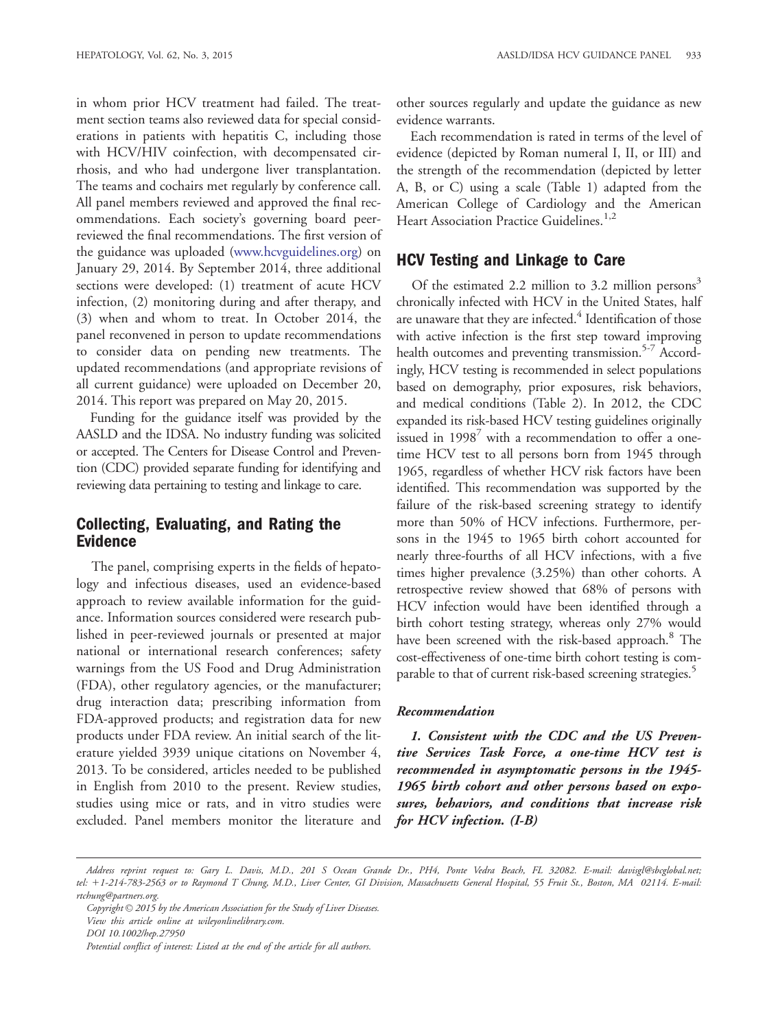in whom prior HCV treatment had failed. The treatment section teams also reviewed data for special considerations in patients with hepatitis C, including those with HCV/HIV coinfection, with decompensated cirrhosis, and who had undergone liver transplantation. The teams and cochairs met regularly by conference call. All panel members reviewed and approved the final recommendations. Each society's governing board peer-reviewed the final recommendations. The first version of the guidance was uploaded (www.hcvguidelines.org) on January 29, 2014. By September 2014, three additional sections were developed: (1) treatment of acute HCV infection, (2) monitoring during and after therapy, and (3) when and whom to treat. In October 2014, the panel reconvened in person to update recommendations to consider data on pending new treatments. The updated recommendations (and appropriate revisions of all current guidance) were uploaded on December 20, 2014. This report was prepared on May 20, 2015.

Funding for the guidance itself was provided by the AASLD and the IDSA. No industry funding was solicited or accepted. The Centers for Disease Control and Prevention (CDC) provided separate funding for identifying and reviewing data pertaining to testing and linkage to care.

## Collecting, Evaluating, and Rating the Evidence

The panel, comprising experts in the fields of hepatology and infectious diseases, used an evidence-based approach to review available information for the guidance. Information sources considered were research published in peer-reviewed journals or presented at major national or international research conferences; safety warnings from the US Food and Drug Administration (FDA), other regulatory agencies, or the manufacturer; drug interaction data; prescribing information from FDA-approved products; and registration data for new products under FDA review. An initial search of the literature yielded 3939 unique citations on November 4, 2013. To be considered, articles needed to be published in English from 2010 to the present. Review studies, studies using mice or rats, and in vitro studies were excluded. Panel members monitor the literature and other sources regularly and update the guidance as new evidence warrants.

Each recommendation is rated in terms of the level of evidence (depicted by Roman numeral I, II, or III) and the strength of the recommendation (depicted by letter A, B, or C) using a scale (Table 1) adapted from the American College of Cardiology and the American Heart Association Practice Guidelines.[1,2]

## HCV Testing and Linkage to Care

Of the estimated 2.2 million to 3.2 million persons[3] chronically infected with HCV in the United States, half are unaware that they are infected.[4] Identification of those with active infection is the first step toward improving health outcomes and preventing transmission.[5-7] Accordingly, HCV testing is recommended in select populations based on demography, prior exposures, risk behaviors, and medical conditions (Table 2). In 2012, the CDC expanded its risk-based HCV testing guidelines originally issued in 1998[7] with a recommendation to offer a one-time HCV test to all persons born from 1945 through 1965, regardless of whether HCV risk factors have been identified. This recommendation was supported by the failure of the risk-based screening strategy to identify more than 50% of HCV infections. Furthermore, persons in the 1945 to 1965 birth cohort accounted for nearly three-fourths of all HCV infections, with a five times higher prevalence (3.25%) than other cohorts. A retrospective review showed that 68% of persons with HCV infection would have been identified through a birth cohort testing strategy, whereas only 27% would have been screened with the risk-based approach.[8] The cost-effectiveness of one-time birth cohort testing is comparable to that of current risk-based screening strategies.[5]

### *Recommendation*

***1. Consistent with the CDC and the US Preventive Services Task Force, a one-time HCV test is recommended in asymptomatic persons in the 1945-1965 birth cohort and other persons based on exposures, behaviors, and conditions that increase risk for HCV infection. (I-B)***

---

*Address reprint request to: Gary L. Davis, M.D., 201 S Ocean Grande Dr., PH4, Ponte Vedra Beach, FL 32082. E-mail: davisgl@sbcglobal.net; tel: +1-214-783-2563 or to Raymond T Chung, M.D., Liver Center, GI Division, Massachusetts General Hospital, 55 Fruit St., Boston, MA 02114. E-mail: rtchung@partners.org.*

*Copyright © 2015 by the American Association for the Study of Liver Diseases.*

*View this article online at wileyonlinelibrary.com.*

*DOI 10.1002/hep.27950*

*Potential conflict of interest: Listed at the end of the article for all authors.*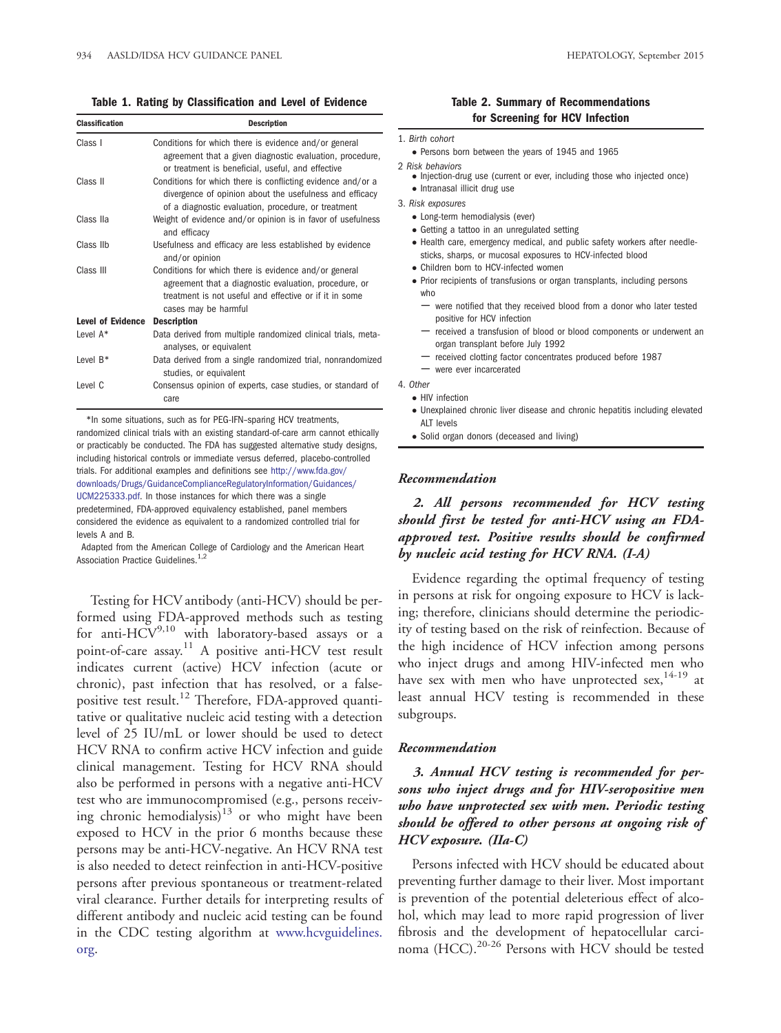**Table 1. Rating by Classification and Level of Evidence**

| Classification | Description |
|---|---|
| Class I | Conditions for which there is evidence and/or general agreement that a given diagnostic evaluation, procedure, or treatment is beneficial, useful, and effective |
| Class II | Conditions for which there is conflicting evidence and/or a divergence of opinion about the usefulness and efficacy of a diagnostic evaluation, procedure, or treatment |
| Class IIa | Weight of evidence and/or opinion is in favor of usefulness and efficacy |
| Class IIb | Usefulness and efficacy are less established by evidence and/or opinion |
| Class III | Conditions for which there is evidence and/or general agreement that a diagnostic evaluation, procedure, or treatment is not useful and effective or if it in some cases may be harmful |
| **Level of Evidence** | **Description** |
| Level A* | Data derived from multiple randomized clinical trials, meta-analyses, or equivalent |
| Level B* | Data derived from a single randomized trial, nonrandomized studies, or equivalent |
| Level C | Consensus opinion of experts, case studies, or standard of care |

*In some situations, such as for PEG-IFN–sparing HCV treatments, randomized clinical trials with an existing standard-of-care arm cannot ethically or practicably be conducted. The FDA has suggested alternative study designs, including historical controls or immediate versus deferred, placebo-controlled trials. For additional examples and definitions see http://www.fda.gov/downloads/Drugs/GuidanceComplianceRegulatoryInformation/Guidances/UCM225333.pdf. In those instances for which there was a single predetermined, FDA-approved equivalency established, panel members considered the evidence as equivalent to a randomized controlled trial for levels A and B.

Adapted from the American College of Cardiology and the American Heart Association Practice Guidelines.[1,2]

Testing for HCV antibody (anti-HCV) should be performed using FDA-approved methods such as testing for anti-HCV[9,10] with laboratory-based assays or a point-of-care assay.[11] A positive anti-HCV test result indicates current (active) HCV infection (acute or chronic), past infection that has resolved, or a false-positive test result.[12] Therefore, FDA-approved quantitative or qualitative nucleic acid testing with a detection level of 25 IU/mL or lower should be used to detect HCV RNA to confirm active HCV infection and guide clinical management. Testing for HCV RNA should also be performed in persons with a negative anti-HCV test who are immunocompromised (e.g., persons receiving chronic hemodialysis)[13] or who might have been exposed to HCV in the prior 6 months because these persons may be anti-HCV-negative. An HCV RNA test is also needed to detect reinfection in anti-HCV-positive persons after previous spontaneous or treatment-related viral clearance. Further details for interpreting results of different antibody and nucleic acid testing can be found in the CDC testing algorithm at www.hcvguidelines.org.

**Table 2. Summary of Recommendations for Screening for HCV Infection**

1. *Birth cohort*
   - Persons born between the years of 1945 and 1965
2. *Risk behaviors*
   - Injection-drug use (current or ever, including those who injected once)
   - Intranasal illicit drug use
3. *Risk exposures*
   - Long-term hemodialysis (ever)
   - Getting a tattoo in an unregulated setting
   - Health care, emergency medical, and public safety workers after needle-sticks, sharps, or mucosal exposures to HCV-infected blood
   - Children born to HCV-infected women
   - Prior recipients of transfusions or organ transplants, including persons who
     - were notified that they received blood from a donor who later tested positive for HCV infection
     - received a transfusion of blood or blood components or underwent an organ transplant before July 1992
     - received clotting factor concentrates produced before 1987
     - were ever incarcerated
4. *Other*
   - HIV infection
   - Unexplained chronic liver disease and chronic hepatitis including elevated ALT levels
   - Solid organ donors (deceased and living)

### Recommendation

***2. All persons recommended for HCV testing should first be tested for anti-HCV using an FDA-approved test. Positive results should be confirmed by nucleic acid testing for HCV RNA. (I-A)***

Evidence regarding the optimal frequency of testing in persons at risk for ongoing exposure to HCV is lacking; therefore, clinicians should determine the periodicity of testing based on the risk of reinfection. Because of the high incidence of HCV infection among persons who inject drugs and among HIV-infected men who have sex with men who have unprotected sex,[14-19] at least annual HCV testing is recommended in these subgroups.

### Recommendation

***3. Annual HCV testing is recommended for persons who inject drugs and for HIV-seropositive men who have unprotected sex with men. Periodic testing should be offered to other persons at ongoing risk of HCV exposure. (IIa-C)***

Persons infected with HCV should be educated about preventing further damage to their liver. Most important is prevention of the potential deleterious effect of alcohol, which may lead to more rapid progression of liver fibrosis and the development of hepatocellular carcinoma (HCC).[20-26] Persons with HCV should be tested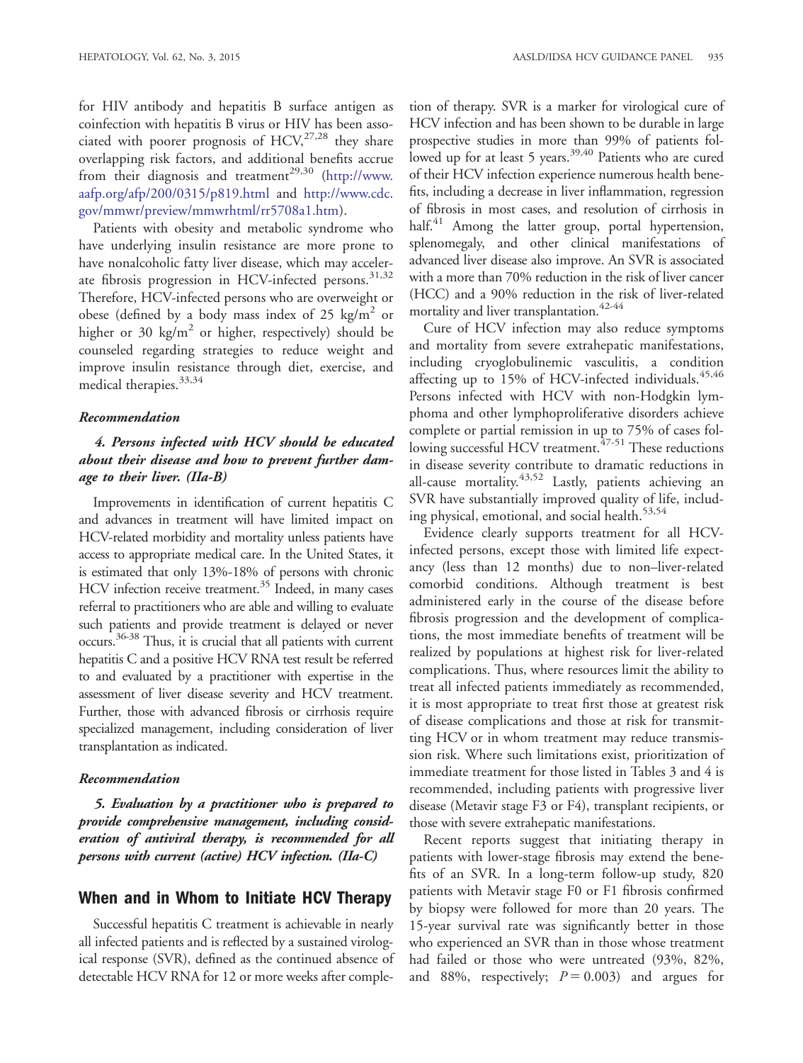for HIV antibody and hepatitis B surface antigen as coinfection with hepatitis B virus or HIV has been associated with poorer prognosis of HCV,[27,28] they share overlapping risk factors, and additional benefits accrue from their diagnosis and treatment[29,30] (http://www.aafp.org/afp/200/0315/p819.html and http://www.cdc.gov/mmwr/preview/mmwrhtml/rr5708a1.htm).

Patients with obesity and metabolic syndrome who have underlying insulin resistance are more prone to have nonalcoholic fatty liver disease, which may accelerate fibrosis progression in HCV-infected persons.[31,32] Therefore, HCV-infected persons who are overweight or obese (defined by a body mass index of 25 $kg/m^2$ or higher or 30 $kg/m^2$ or higher, respectively) should be counseled regarding strategies to reduce weight and improve insulin resistance through diet, exercise, and medical therapies.[33,34]

***Recommendation***

***4. Persons infected with HCV should be educated about their disease and how to prevent further damage to their liver. (IIa-B)***

Improvements in identification of current hepatitis C and advances in treatment will have limited impact on HCV-related morbidity and mortality unless patients have access to appropriate medical care. In the United States, it is estimated that only 13%-18% of persons with chronic HCV infection receive treatment.[35] Indeed, in many cases referral to practitioners who are able and willing to evaluate such patients and provide treatment is delayed or never occurs.[36-38] Thus, it is crucial that all patients with current hepatitis C and a positive HCV RNA test result be referred to and evaluated by a practitioner with expertise in the assessment of liver disease severity and HCV treatment. Further, those with advanced fibrosis or cirrhosis require specialized management, including consideration of liver transplantation as indicated.

***Recommendation***

***5. Evaluation by a practitioner who is prepared to provide comprehensive management, including consideration of antiviral therapy, is recommended for all persons with current (active) HCV infection. (IIa-C)***

## When and in Whom to Initiate HCV Therapy

Successful hepatitis C treatment is achievable in nearly all infected patients and is reflected by a sustained virological response (SVR), defined as the continued absence of detectable HCV RNA for 12 or more weeks after completion of therapy. SVR is a marker for virological cure of HCV infection and has been shown to be durable in large prospective studies in more than 99% of patients followed up for at least 5 years.[39,40] Patients who are cured of their HCV infection experience numerous health benefits, including a decrease in liver inflammation, regression of fibrosis in most cases, and resolution of cirrhosis in half.[41] Among the latter group, portal hypertension, splenomegaly, and other clinical manifestations of advanced liver disease also improve. An SVR is associated with a more than 70% reduction in the risk of liver cancer (HCC) and a 90% reduction in the risk of liver-related mortality and liver transplantation.[42-44]

Cure of HCV infection may also reduce symptoms and mortality from severe extrahepatic manifestations, including cryoglobulinemic vasculitis, a condition affecting up to 15% of HCV-infected individuals.[45,46] Persons infected with HCV with non-Hodgkin lymphoma and other lymphoproliferative disorders achieve complete or partial remission in up to 75% of cases following successful HCV treatment.[47-51] These reductions in disease severity contribute to dramatic reductions in all-cause mortality.[43,52] Lastly, patients achieving an SVR have substantially improved quality of life, including physical, emotional, and social health.[53,54]

Evidence clearly supports treatment for all HCV-infected persons, except those with limited life expectancy (less than 12 months) due to non–liver-related comorbid conditions. Although treatment is best administered early in the course of the disease before fibrosis progression and the development of complications, the most immediate benefits of treatment will be realized by populations at highest risk for liver-related complications. Thus, where resources limit the ability to treat all infected patients immediately as recommended, it is most appropriate to treat first those at greatest risk of disease complications and those at risk for transmitting HCV or in whom treatment may reduce transmission risk. Where such limitations exist, prioritization of immediate treatment for those listed in Tables 3 and 4 is recommended, including patients with progressive liver disease (Metavir stage F3 or F4), transplant recipients, or those with severe extrahepatic manifestations.

Recent reports suggest that initiating therapy in patients with lower-stage fibrosis may extend the benefits of an SVR. In a long-term follow-up study, 820 patients with Metavir stage F0 or F1 fibrosis confirmed by biopsy were followed for more than 20 years. The 15-year survival rate was significantly better in those who experienced an SVR than in those whose treatment had failed or those who were untreated (93%, 82%, and 88%, respectively; $P = 0.003$) and argues for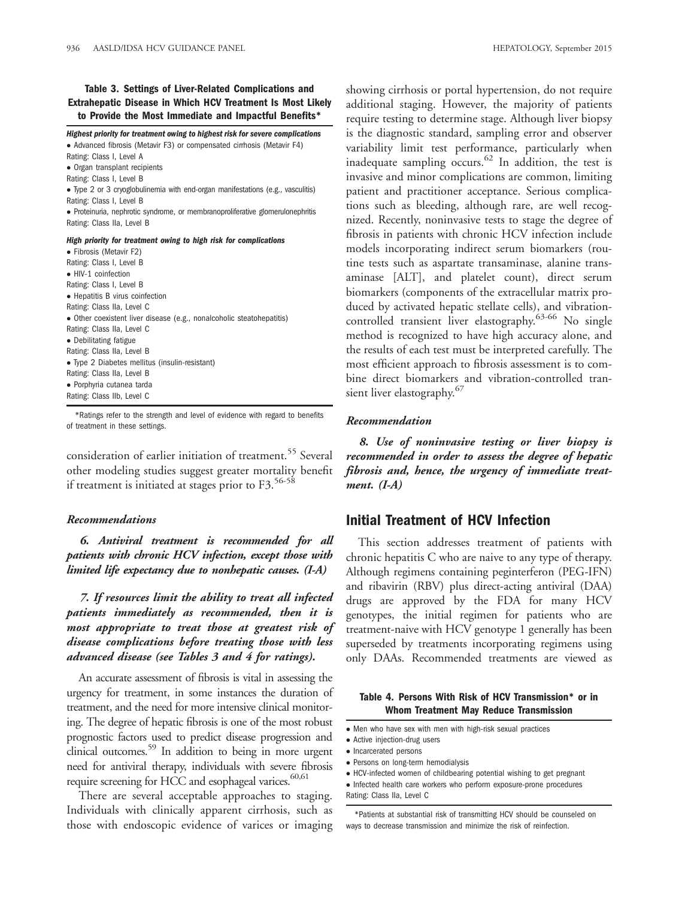**Table 3. Settings of Liver-Related Complications and Extrahepatic Disease in Which HCV Treatment Is Most Likely to Provide the Most Immediate and Impactful Benefits***

***Highest priority for treatment owing to highest risk for severe complications***

- Advanced fibrosis (Metavir F3) or compensated cirrhosis (Metavir F4)
  Rating: Class I, Level A
- Organ transplant recipients
  Rating: Class I, Level B
- Type 2 or 3 cryoglobulinemia with end-organ manifestations (e.g., vasculitis)
  Rating: Class I, Level B
- Proteinuria, nephrotic syndrome, or membranoproliferative glomerulonephritis
  Rating: Class IIa, Level B

***High priority for treatment owing to high risk for complications***

- Fibrosis (Metavir F2)
  Rating: Class I, Level B
- HIV-1 coinfection
  Rating: Class I, Level B
- Hepatitis B virus coinfection
  Rating: Class IIa, Level C
- Other coexistent liver disease (e.g., nonalcoholic steatohepatitis)
  Rating: Class IIa, Level C
- Debilitating fatigue
  Rating: Class IIa, Level B
- Type 2 Diabetes mellitus (insulin-resistant)
  Rating: Class IIa, Level B
- Porphyria cutanea tarda
  Rating: Class IIb, Level C

*Ratings refer to the strength and level of evidence with regard to benefits of treatment in these settings.

consideration of earlier initiation of treatment.[55] Several other modeling studies suggest greater mortality benefit if treatment is initiated at stages prior to F3.[56-58]

### *Recommendations*

***6. Antiviral treatment is recommended for all patients with chronic HCV infection, except those with limited life expectancy due to nonhepatic causes. (I-A)***

***7. If resources limit the ability to treat all infected patients immediately as recommended, then it is most appropriate to treat those at greatest risk of disease complications before treating those with less advanced disease (see Tables 3 and 4 for ratings).***

An accurate assessment of fibrosis is vital in assessing the urgency for treatment, in some instances the duration of treatment, and the need for more intensive clinical monitoring. The degree of hepatic fibrosis is one of the most robust prognostic factors used to predict disease progression and clinical outcomes.[59] In addition to being in more urgent need for antiviral therapy, individuals with severe fibrosis require screening for HCC and esophageal varices.[60,61]

There are several acceptable approaches to staging. Individuals with clinically apparent cirrhosis, such as those with endoscopic evidence of varices or imaging showing cirrhosis or portal hypertension, do not require additional staging. However, the majority of patients require testing to determine stage. Although liver biopsy is the diagnostic standard, sampling error and observer variability limit test performance, particularly when inadequate sampling occurs.[62] In addition, the test is invasive and minor complications are common, limiting patient and practitioner acceptance. Serious complications such as bleeding, although rare, are well recognized. Recently, noninvasive tests to stage the degree of fibrosis in patients with chronic HCV infection include models incorporating indirect serum biomarkers (routine tests such as aspartate transaminase, alanine transaminase [ALT], and platelet count), direct serum biomarkers (components of the extracellular matrix produced by activated hepatic stellate cells), and vibration-controlled transient liver elastography.[63-66] No single method is recognized to have high accuracy alone, and the results of each test must be interpreted carefully. The most efficient approach to fibrosis assessment is to combine direct biomarkers and vibration-controlled transient liver elastography.[67]

### *Recommendation*

***8. Use of noninvasive testing or liver biopsy is recommended in order to assess the degree of hepatic fibrosis and, hence, the urgency of immediate treatment. (I-A)***

## Initial Treatment of HCV Infection

This section addresses treatment of patients with chronic hepatitis C who are naive to any type of therapy. Although regimens containing peginterferon (PEG-IFN) and ribavirin (RBV) plus direct-acting antiviral (DAA) drugs are approved by the FDA for many HCV genotypes, the initial regimen for patients who are treatment-naive with HCV genotype 1 generally has been superseded by treatments incorporating regimens using only DAAs. Recommended treatments are viewed as

**Table 4. Persons With Risk of HCV Transmission* or in Whom Treatment May Reduce Transmission**

- Men who have sex with men with high-risk sexual practices
- Active injection-drug users
- Incarcerated persons
- Persons on long-term hemodialysis
- HCV-infected women of childbearing potential wishing to get pregnant
- Infected health care workers who perform exposure-prone procedures

Rating: Class IIa, Level C

*Patients at substantial risk of transmitting HCV should be counseled on ways to decrease transmission and minimize the risk of reinfection.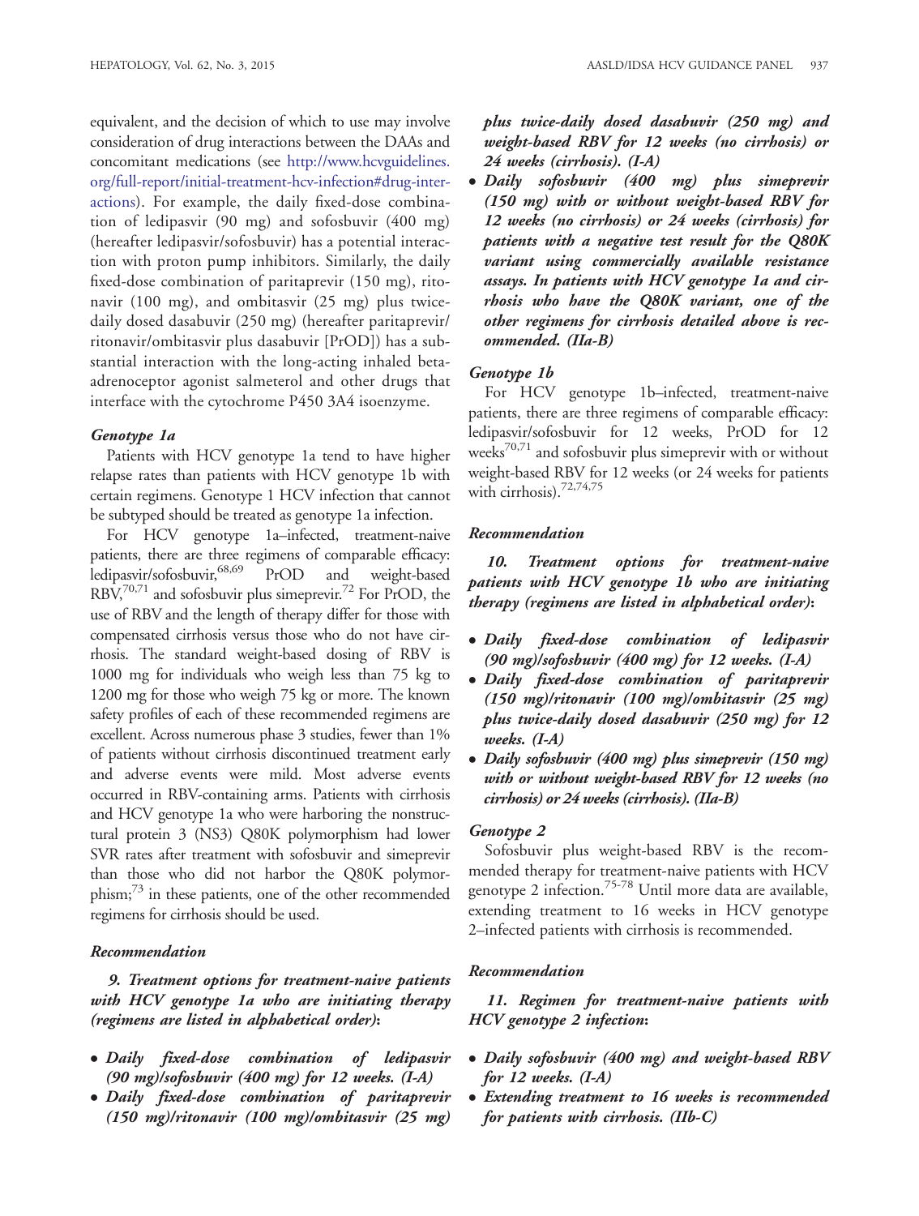equivalent, and the decision of which to use may involve consideration of drug interactions between the DAAs and concomitant medications (see http://www.hcvguidelines.org/full-report/initial-treatment-hcv-infection#drug-interactions). For example, the daily fixed-dose combination of ledipasvir (90 mg) and sofosbuvir (400 mg) (hereafter ledipasvir/sofosbuvir) has a potential interaction with proton pump inhibitors. Similarly, the daily fixed-dose combination of paritaprevir (150 mg), ritonavir (100 mg), and ombitasvir (25 mg) plus twice-daily dosed dasabuvir (250 mg) (hereafter paritaprevir/ritonavir/ombitasvir plus dasabuvir [PrOD]) has a substantial interaction with the long-acting inhaled beta-adrenoceptor agonist salmeterol and other drugs that interface with the cytochrome P450 3A4 isoenzyme.

### *Genotype 1a*

Patients with HCV genotype 1a tend to have higher relapse rates than patients with HCV genotype 1b with certain regimens. Genotype 1 HCV infection that cannot be subtyped should be treated as genotype 1a infection.

For HCV genotype 1a–infected, treatment-naive patients, there are three regimens of comparable efficacy: ledipasvir/sofosbuvir,[68,69] PrOD and weight-based RBV,[70,71] and sofosbuvir plus simeprevir.[72] For PrOD, the use of RBV and the length of therapy differ for those with compensated cirrhosis versus those who do not have cirrhosis. The standard weight-based dosing of RBV is 1000 mg for individuals who weigh less than 75 kg to 1200 mg for those who weigh 75 kg or more. The known safety profiles of each of these recommended regimens are excellent. Across numerous phase 3 studies, fewer than 1% of patients without cirrhosis discontinued treatment early and adverse events were mild. Most adverse events occurred in RBV-containing arms. Patients with cirrhosis and HCV genotype 1a who were harboring the nonstructural protein 3 (NS3) Q80K polymorphism had lower SVR rates after treatment with sofosbuvir and simeprevir than those who did not harbor the Q80K polymorphism;[73] in these patients, one of the other recommended regimens for cirrhosis should be used.

### *Recommendation*

***9. Treatment options for treatment-naive patients with HCV genotype 1a who are initiating therapy (regimens are listed in alphabetical order):***

- ***Daily fixed-dose combination of ledipasvir (90 mg)/sofosbuvir (400 mg) for 12 weeks. (I-A)***
- ***Daily fixed-dose combination of paritaprevir (150 mg)/ritonavir (100 mg)/ombitasvir (25 mg) plus twice-daily dosed dasabuvir (250 mg) and weight-based RBV for 12 weeks (no cirrhosis) or 24 weeks (cirrhosis). (I-A)***
- ***Daily sofosbuvir (400 mg) plus simeprevir (150 mg) with or without weight-based RBV for 12 weeks (no cirrhosis) or 24 weeks (cirrhosis) for patients with a negative test result for the Q80K variant using commercially available resistance assays. In patients with HCV genotype 1a and cirrhosis who have the Q80K variant, one of the other regimens for cirrhosis detailed above is recommended. (IIa-B)***

### *Genotype 1b*

For HCV genotype 1b–infected, treatment-naive patients, there are three regimens of comparable efficacy: ledipasvir/sofosbuvir for 12 weeks, PrOD for 12 weeks[70,71] and sofosbuvir plus simeprevir with or without weight-based RBV for 12 weeks (or 24 weeks for patients with cirrhosis).[72,74,75]

### *Recommendation*

***10. Treatment options for treatment-naive patients with HCV genotype 1b who are initiating therapy (regimens are listed in alphabetical order):***

- ***Daily fixed-dose combination of ledipasvir (90 mg)/sofosbuvir (400 mg) for 12 weeks. (I-A)***
- ***Daily fixed-dose combination of paritaprevir (150 mg)/ritonavir (100 mg)/ombitasvir (25 mg) plus twice-daily dosed dasabuvir (250 mg) for 12 weeks. (I-A)***
- ***Daily sofosbuvir (400 mg) plus simeprevir (150 mg) with or without weight-based RBV for 12 weeks (no cirrhosis) or 24 weeks (cirrhosis). (IIa-B)***

### *Genotype 2*

Sofosbuvir plus weight-based RBV is the recommended therapy for treatment-naive patients with HCV genotype 2 infection.[75-78] Until more data are available, extending treatment to 16 weeks in HCV genotype 2–infected patients with cirrhosis is recommended.

### *Recommendation*

***11. Regimen for treatment-naive patients with HCV genotype 2 infection:***

- ***Daily sofosbuvir (400 mg) and weight-based RBV for 12 weeks. (I-A)***
- ***Extending treatment to 16 weeks is recommended for patients with cirrhosis. (IIb-C)***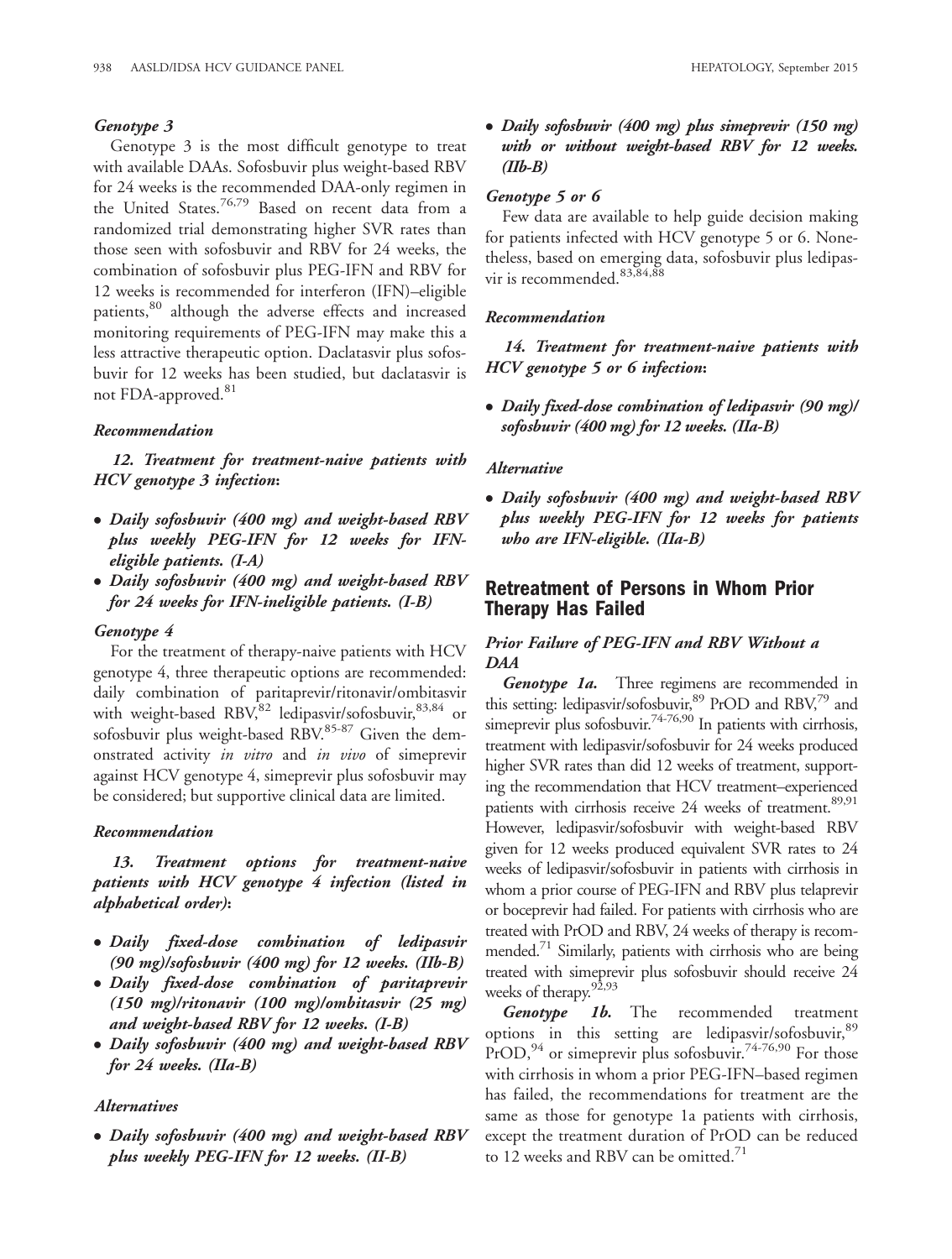### Genotype 3

Genotype 3 is the most difficult genotype to treat with available DAAs. Sofosbuvir plus weight-based RBV for 24 weeks is the recommended DAA-only regimen in the United States.[76,79] Based on recent data from a randomized trial demonstrating higher SVR rates than those seen with sofosbuvir and RBV for 24 weeks, the combination of sofosbuvir plus PEG-IFN and RBV for 12 weeks is recommended for interferon (IFN)–eligible patients,[80] although the adverse effects and increased monitoring requirements of PEG-IFN may make this a less attractive therapeutic option. Daclatasvir plus sofosbuvir for 12 weeks has been studied, but daclatasvir is not FDA-approved.[81]

#### Recommendation

***12. Treatment for treatment-naive patients with HCV genotype 3 infection:***

- ***Daily sofosbuvir (400 mg) and weight-based RBV plus weekly PEG-IFN for 12 weeks for IFN-eligible patients. (I-A)***
- ***Daily sofosbuvir (400 mg) and weight-based RBV for 24 weeks for IFN-ineligible patients. (I-B)***

### Genotype 4

For the treatment of therapy-naive patients with HCV genotype 4, three therapeutic options are recommended: daily combination of paritaprevir/ritonavir/ombitasvir with weight-based RBV,[82] ledipasvir/sofosbuvir,[83,84] or sofosbuvir plus weight-based RBV.[85-87] Given the demonstrated activity *in vitro* and *in vivo* of simeprevir against HCV genotype 4, simeprevir plus sofosbuvir may be considered; but supportive clinical data are limited.

#### Recommendation

***13. Treatment options for treatment-naive patients with HCV genotype 4 infection (listed in alphabetical order):***

- ***Daily fixed-dose combination of ledipasvir (90 mg)/sofosbuvir (400 mg) for 12 weeks. (IIb-B)***
- ***Daily fixed-dose combination of paritaprevir (150 mg)/ritonavir (100 mg)/ombitasvir (25 mg) and weight-based RBV for 12 weeks. (I-B)***
- ***Daily sofosbuvir (400 mg) and weight-based RBV for 24 weeks. (IIa-B)***

#### Alternatives

- ***Daily sofosbuvir (400 mg) and weight-based RBV plus weekly PEG-IFN for 12 weeks. (II-B)***
- ***Daily sofosbuvir (400 mg) plus simeprevir (150 mg) with or without weight-based RBV for 12 weeks. (IIb-B)***

### Genotype 5 or 6

Few data are available to help guide decision making for patients infected with HCV genotype 5 or 6. Nonetheless, based on emerging data, sofosbuvir plus ledipasvir is recommended.[83,84,88]

#### Recommendation

***14. Treatment for treatment-naive patients with HCV genotype 5 or 6 infection:***

- ***Daily fixed-dose combination of ledipasvir (90 mg)/sofosbuvir (400 mg) for 12 weeks. (IIa-B)***

#### Alternative

- ***Daily sofosbuvir (400 mg) and weight-based RBV plus weekly PEG-IFN for 12 weeks for patients who are IFN-eligible. (IIa-B)***

## Retreatment of Persons in Whom Prior Therapy Has Failed

### Prior Failure of PEG-IFN and RBV Without a DAA

***Genotype 1a.*** Three regimens are recommended in this setting: ledipasvir/sofosbuvir,[89] PrOD and RBV,[79] and simeprevir plus sofosbuvir.[74-76,90] In patients with cirrhosis, treatment with ledipasvir/sofosbuvir for 24 weeks produced higher SVR rates than did 12 weeks of treatment, supporting the recommendation that HCV treatment–experienced patients with cirrhosis receive 24 weeks of treatment.[89,91] However, ledipasvir/sofosbuvir with weight-based RBV given for 12 weeks produced equivalent SVR rates to 24 weeks of ledipasvir/sofosbuvir in patients with cirrhosis in whom a prior course of PEG-IFN and RBV plus telaprevir or boceprevir had failed. For patients with cirrhosis who are treated with PrOD and RBV, 24 weeks of therapy is recommended.[71] Similarly, patients with cirrhosis who are being treated with simeprevir plus sofosbuvir should receive 24 weeks of therapy.[92,93]

***Genotype 1b.*** The recommended treatment options in this setting are ledipasvir/sofosbuvir,[89] PrOD,[94] or simeprevir plus sofosbuvir.[74-76,90] For those with cirrhosis in whom a prior PEG-IFN–based regimen has failed, the recommendations for treatment are the same as those for genotype 1a patients with cirrhosis, except the treatment duration of PrOD can be reduced to 12 weeks and RBV can be omitted.[71]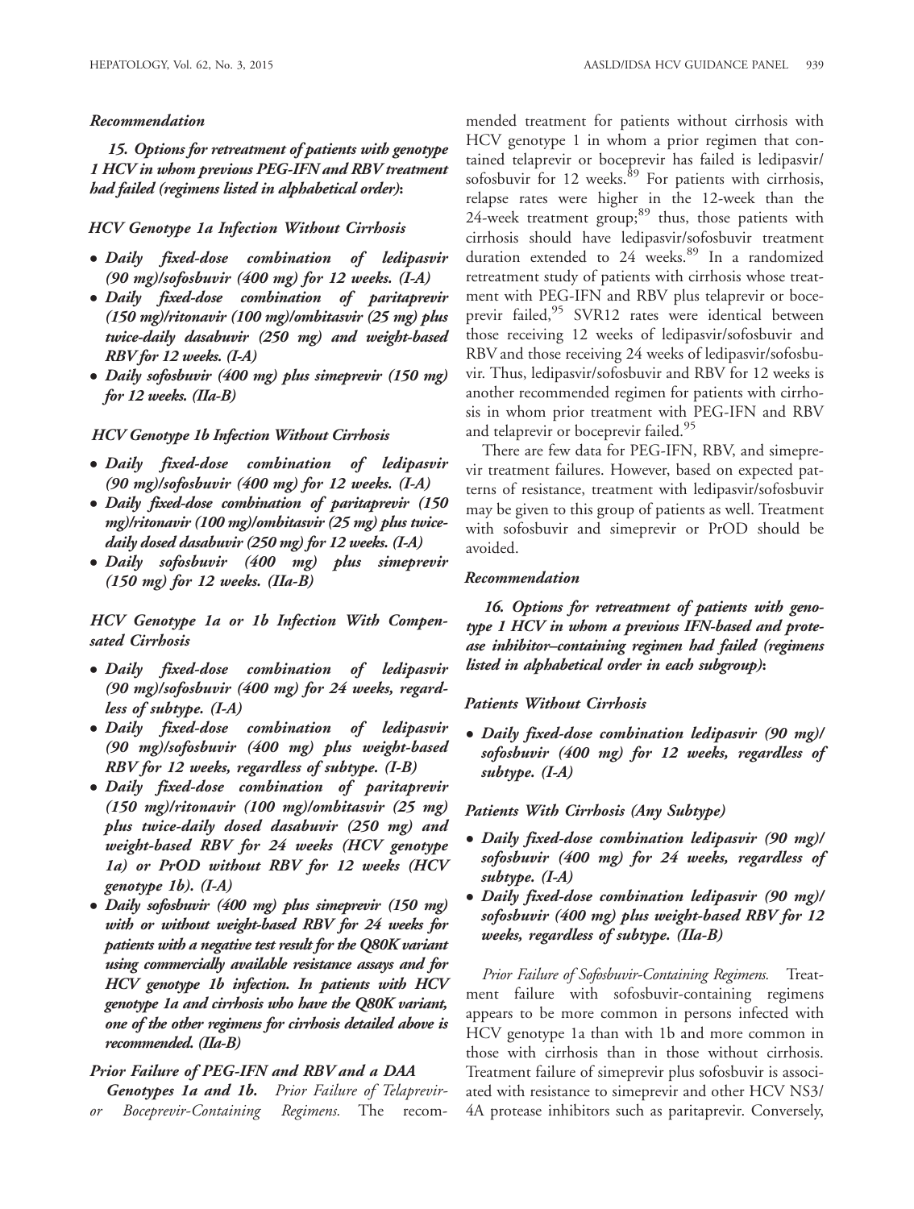*Recommendation*

***15. Options for retreatment of patients with genotype 1 HCV in whom previous PEG-IFN and RBV treatment had failed (regimens listed in alphabetical order):***

### *HCV Genotype 1a Infection Without Cirrhosis*

- ***Daily fixed-dose combination of ledipasvir (90 mg)/sofosbuvir (400 mg) for 12 weeks. (I-A)***
- ***Daily fixed-dose combination of paritaprevir (150 mg)/ritonavir (100 mg)/ombitasvir (25 mg) plus twice-daily dasabuvir (250 mg) and weight-based RBV for 12 weeks. (I-A)***
- ***Daily sofosbuvir (400 mg) plus simeprevir (150 mg) for 12 weeks. (IIa-B)***

### *HCV Genotype 1b Infection Without Cirrhosis*

- ***Daily fixed-dose combination of ledipasvir (90 mg)/sofosbuvir (400 mg) for 12 weeks. (I-A)***
- ***Daily fixed-dose combination of paritaprevir (150 mg)/ritonavir (100 mg)/ombitasvir (25 mg) plus twice-daily dosed dasabuvir (250 mg) for 12 weeks. (I-A)***
- ***Daily sofosbuvir (400 mg) plus simeprevir (150 mg) for 12 weeks. (IIa-B)***

### *HCV Genotype 1a or 1b Infection With Compensated Cirrhosis*

- ***Daily fixed-dose combination of ledipasvir (90 mg)/sofosbuvir (400 mg) for 24 weeks, regardless of subtype. (I-A)***
- ***Daily fixed-dose combination of ledipasvir (90 mg)/sofosbuvir (400 mg) plus weight-based RBV for 12 weeks, regardless of subtype. (I-B)***
- ***Daily fixed-dose combination of paritaprevir (150 mg)/ritonavir (100 mg)/ombitasvir (25 mg) plus twice-daily dosed dasabuvir (250 mg) and weight-based RBV for 24 weeks (HCV genotype 1a) or PrOD without RBV for 12 weeks (HCV genotype 1b). (I-A)***
- ***Daily sofosbuvir (400 mg) plus simeprevir (150 mg) with or without weight-based RBV for 24 weeks for patients with a negative test result for the Q80K variant using commercially available resistance assays and for HCV genotype 1b infection. In patients with HCV genotype 1a and cirrhosis who have the Q80K variant, one of the other regimens for cirrhosis detailed above is recommended. (IIa-B)***

### *Prior Failure of PEG-IFN and RBV and a DAA*

***Genotypes 1a and 1b.*** *Prior Failure of Telaprevir- or Boceprevir-Containing Regimens.* The recommended treatment for patients without cirrhosis with HCV genotype 1 in whom a prior regimen that contained telaprevir or boceprevir has failed is ledipasvir/sofosbuvir for 12 weeks.[89] For patients with cirrhosis, relapse rates were higher in the 12-week than the 24-week treatment group;[89] thus, those patients with cirrhosis should have ledipasvir/sofosbuvir treatment duration extended to 24 weeks.[89] In a randomized retreatment study of patients with cirrhosis whose treatment with PEG-IFN and RBV plus telaprevir or boceprevir failed,[95] SVR12 rates were identical between those receiving 12 weeks of ledipasvir/sofosbuvir and RBV and those receiving 24 weeks of ledipasvir/sofosbuvir. Thus, ledipasvir/sofosbuvir and RBV for 12 weeks is another recommended regimen for patients with cirrhosis in whom prior treatment with PEG-IFN and RBV and telaprevir or boceprevir failed.[95]

There are few data for PEG-IFN, RBV, and simeprevir treatment failures. However, based on expected patterns of resistance, treatment with ledipasvir/sofosbuvir may be given to this group of patients as well. Treatment with sofosbuvir and simeprevir or PrOD should be avoided.

*Recommendation*

***16. Options for retreatment of patients with genotype 1 HCV in whom a previous IFN-based and protease inhibitor–containing regimen had failed (regimens listed in alphabetical order in each subgroup):***

### *Patients Without Cirrhosis*

- ***Daily fixed-dose combination ledipasvir (90 mg)/sofosbuvir (400 mg) for 12 weeks, regardless of subtype. (I-A)***

### *Patients With Cirrhosis (Any Subtype)*

- ***Daily fixed-dose combination ledipasvir (90 mg)/sofosbuvir (400 mg) for 24 weeks, regardless of subtype. (I-A)***
- ***Daily fixed-dose combination ledipasvir (90 mg)/sofosbuvir (400 mg) plus weight-based RBV for 12 weeks, regardless of subtype. (IIa-B)***

*Prior Failure of Sofosbuvir-Containing Regimens.* Treatment failure with sofosbuvir-containing regimens appears to be more common in persons infected with HCV genotype 1a than with 1b and more common in those with cirrhosis than in those without cirrhosis. Treatment failure of simeprevir plus sofosbuvir is associated with resistance to simeprevir and other HCV NS3/4A protease inhibitors such as paritaprevir. Conversely,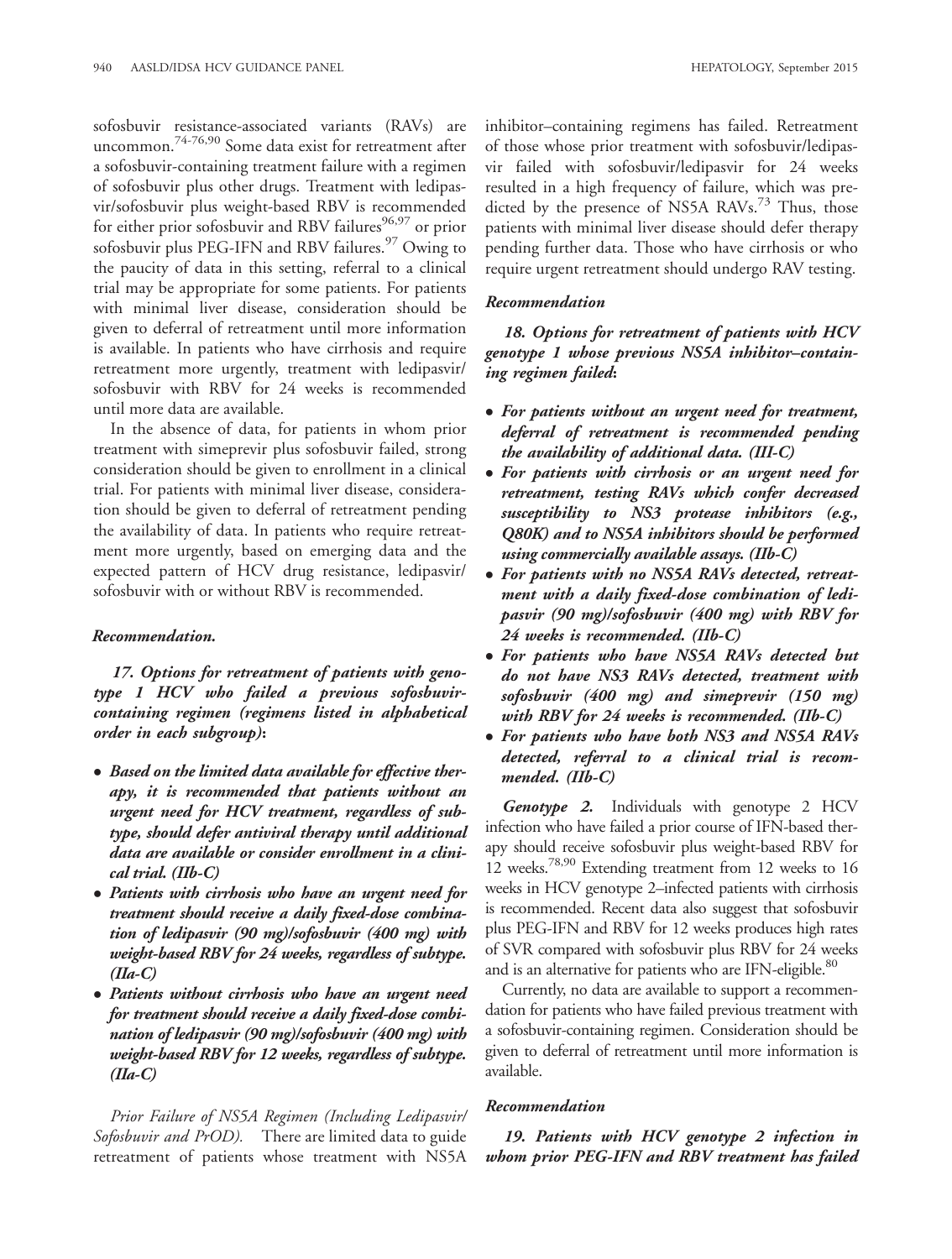sofosbuvir resistance-associated variants (RAVs) are uncommon.[74-76,90] Some data exist for retreatment after a sofosbuvir-containing treatment failure with a regimen of sofosbuvir plus other drugs. Treatment with ledipasvir/sofosbuvir plus weight-based RBV is recommended for either prior sofosbuvir and RBV failures[96,97] or prior sofosbuvir plus PEG-IFN and RBV failures.[97] Owing to the paucity of data in this setting, referral to a clinical trial may be appropriate for some patients. For patients with minimal liver disease, consideration should be given to deferral of retreatment until more information is available. In patients who have cirrhosis and require retreatment more urgently, treatment with ledipasvir/sofosbuvir with RBV for 24 weeks is recommended until more data are available.

In the absence of data, for patients in whom prior treatment with simeprevir plus sofosbuvir failed, strong consideration should be given to enrollment in a clinical trial. For patients with minimal liver disease, consideration should be given to deferral of retreatment pending the availability of data. In patients who require retreatment more urgently, based on emerging data and the expected pattern of HCV drug resistance, ledipasvir/sofosbuvir with or without RBV is recommended.

#### *Recommendation.*

***17. Options for retreatment of patients with genotype 1 HCV who failed a previous sofosbuvir-containing regimen (regimens listed in alphabetical order in each subgroup):***

- ***Based on the limited data available for effective therapy, it is recommended that patients without an urgent need for HCV treatment, regardless of subtype, should defer antiviral therapy until additional data are available or consider enrollment in a clinical trial. (IIb-C)***
- ***Patients with cirrhosis who have an urgent need for treatment should receive a daily fixed-dose combination of ledipasvir (90 mg)/sofosbuvir (400 mg) with weight-based RBV for 24 weeks, regardless of subtype. (IIa-C)***
- ***Patients without cirrhosis who have an urgent need for treatment should receive a daily fixed-dose combination of ledipasvir (90 mg)/sofosbuvir (400 mg) with weight-based RBV for 12 weeks, regardless of subtype. (IIa-C)***

*Prior Failure of NS5A Regimen (Including Ledipasvir/Sofosbuvir and PrOD).* There are limited data to guide retreatment of patients whose treatment with NS5A inhibitor–containing regimens has failed. Retreatment of those whose prior treatment with sofosbuvir/ledipasvir failed with sofosbuvir/ledipasvir for 24 weeks resulted in a high frequency of failure, which was predicted by the presence of NS5A RAVs.[73] Thus, those patients with minimal liver disease should defer therapy pending further data. Those who have cirrhosis or who require urgent retreatment should undergo RAV testing.

#### *Recommendation*

***18. Options for retreatment of patients with HCV genotype 1 whose previous NS5A inhibitor–containing regimen failed:***

- ***For patients without an urgent need for treatment, deferral of retreatment is recommended pending the availability of additional data. (III-C)***
- ***For patients with cirrhosis or an urgent need for retreatment, testing RAVs which confer decreased susceptibility to NS3 protease inhibitors (e.g., Q80K) and to NS5A inhibitors should be performed using commercially available assays. (IIb-C)***
- ***For patients with no NS5A RAVs detected, retreatment with a daily fixed-dose combination of ledipasvir (90 mg)/sofosbuvir (400 mg) with RBV for 24 weeks is recommended. (IIb-C)***
- ***For patients who have NS5A RAVs detected but do not have NS3 RAVs detected, treatment with sofosbuvir (400 mg) and simeprevir (150 mg) with RBV for 24 weeks is recommended. (IIb-C)***
- ***For patients who have both NS3 and NS5A RAVs detected, referral to a clinical trial is recommended. (IIb-C)***

***Genotype 2.*** Individuals with genotype 2 HCV infection who have failed a prior course of IFN-based therapy should receive sofosbuvir plus weight-based RBV for 12 weeks.[78,90] Extending treatment from 12 weeks to 16 weeks in HCV genotype 2–infected patients with cirrhosis is recommended. Recent data also suggest that sofosbuvir plus PEG-IFN and RBV for 12 weeks produces high rates of SVR compared with sofosbuvir plus RBV for 24 weeks and is an alternative for patients who are IFN-eligible.[80]

Currently, no data are available to support a recommendation for patients who have failed previous treatment with a sofosbuvir-containing regimen. Consideration should be given to deferral of retreatment until more information is available.

#### *Recommendation*

***19. Patients with HCV genotype 2 infection in whom prior PEG-IFN and RBV treatment has failed***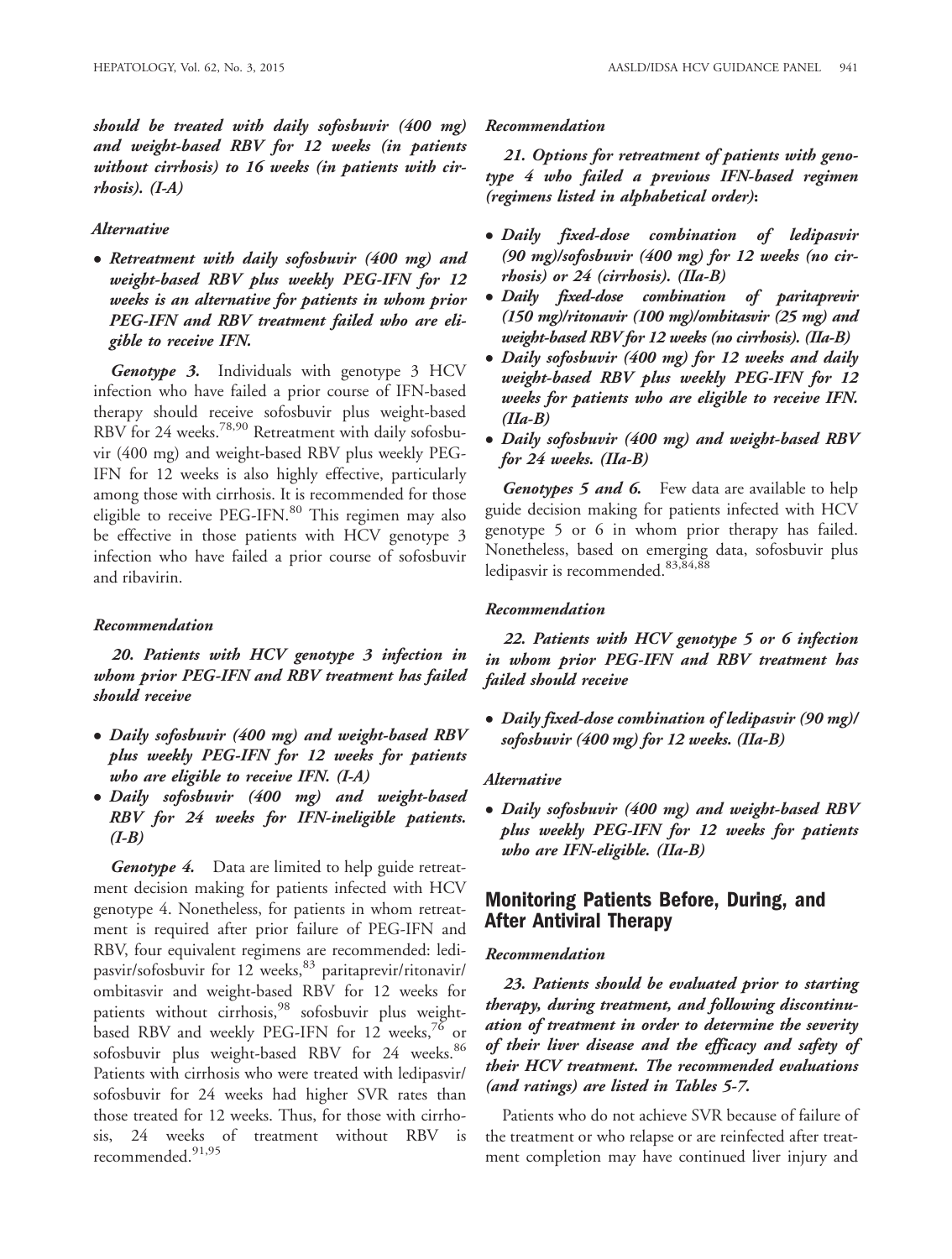***should be treated with daily sofosbuvir (400 mg) and weight-based RBV for 12 weeks (in patients without cirrhosis) to 16 weeks (in patients with cirrhosis). (I-A)***

*Alternative*

- ***Retreatment with daily sofosbuvir (400 mg) and weight-based RBV plus weekly PEG-IFN for 12 weeks is an alternative for patients in whom prior PEG-IFN and RBV treatment failed who are eligible to receive IFN.***

***Genotype 3.*** Individuals with genotype 3 HCV infection who have failed a prior course of IFN-based therapy should receive sofosbuvir plus weight-based RBV for 24 weeks.[78,90] Retreatment with daily sofosbuvir (400 mg) and weight-based RBV plus weekly PEG-IFN for 12 weeks is also highly effective, particularly among those with cirrhosis. It is recommended for those eligible to receive PEG-IFN.[80] This regimen may also be effective in those patients with HCV genotype 3 infection who have failed a prior course of sofosbuvir and ribavirin.

*Recommendation*

***20. Patients with HCV genotype 3 infection in whom prior PEG-IFN and RBV treatment has failed should receive***

- ***Daily sofosbuvir (400 mg) and weight-based RBV plus weekly PEG-IFN for 12 weeks for patients who are eligible to receive IFN. (I-A)***
- ***Daily sofosbuvir (400 mg) and weight-based RBV for 24 weeks for IFN-ineligible patients. (I-B)***

***Genotype 4.*** Data are limited to help guide retreatment decision making for patients infected with HCV genotype 4. Nonetheless, for patients in whom retreatment is required after prior failure of PEG-IFN and RBV, four equivalent regimens are recommended: ledipasvir/sofosbuvir for 12 weeks,[83] paritaprevir/ritonavir/ombitasvir and weight-based RBV for 12 weeks for patients without cirrhosis,[98] sofosbuvir plus weight-based RBV and weekly PEG-IFN for 12 weeks,[76] or sofosbuvir plus weight-based RBV for 24 weeks.[86] Patients with cirrhosis who were treated with ledipasvir/sofosbuvir for 24 weeks had higher SVR rates than those treated for 12 weeks. Thus, for those with cirrhosis, 24 weeks of treatment without RBV is recommended.[91,95]

*Recommendation*

***21. Options for retreatment of patients with genotype 4 who failed a previous IFN-based regimen (regimens listed in alphabetical order):***

- ***Daily fixed-dose combination of ledipasvir (90 mg)/sofosbuvir (400 mg) for 12 weeks (no cirrhosis) or 24 (cirrhosis). (IIa-B)***
- ***Daily fixed-dose combination of paritaprevir (150 mg)/ritonavir (100 mg)/ombitasvir (25 mg) and weight-based RBV for 12 weeks (no cirrhosis). (IIa-B)***
- ***Daily sofosbuvir (400 mg) for 12 weeks and daily weight-based RBV plus weekly PEG-IFN for 12 weeks for patients who are eligible to receive IFN. (IIa-B)***
- ***Daily sofosbuvir (400 mg) and weight-based RBV for 24 weeks. (IIa-B)***

***Genotypes 5 and 6.*** Few data are available to help guide decision making for patients infected with HCV genotype 5 or 6 in whom prior therapy has failed. Nonetheless, based on emerging data, sofosbuvir plus ledipasvir is recommended.[83,84,88]

*Recommendation*

***22. Patients with HCV genotype 5 or 6 infection in whom prior PEG-IFN and RBV treatment has failed should receive***

- ***Daily fixed-dose combination of ledipasvir (90 mg)/sofosbuvir (400 mg) for 12 weeks. (IIa-B)***

*Alternative*

- ***Daily sofosbuvir (400 mg) and weight-based RBV plus weekly PEG-IFN for 12 weeks for patients who are IFN-eligible. (IIa-B)***

## Monitoring Patients Before, During, and After Antiviral Therapy

*Recommendation*

***23. Patients should be evaluated prior to starting therapy, during treatment, and following discontinuation of treatment in order to determine the severity of their liver disease and the efficacy and safety of their HCV treatment. The recommended evaluations (and ratings) are listed in Tables 5-7.***

Patients who do not achieve SVR because of failure of the treatment or who relapse or are reinfected after treatment completion may have continued liver injury and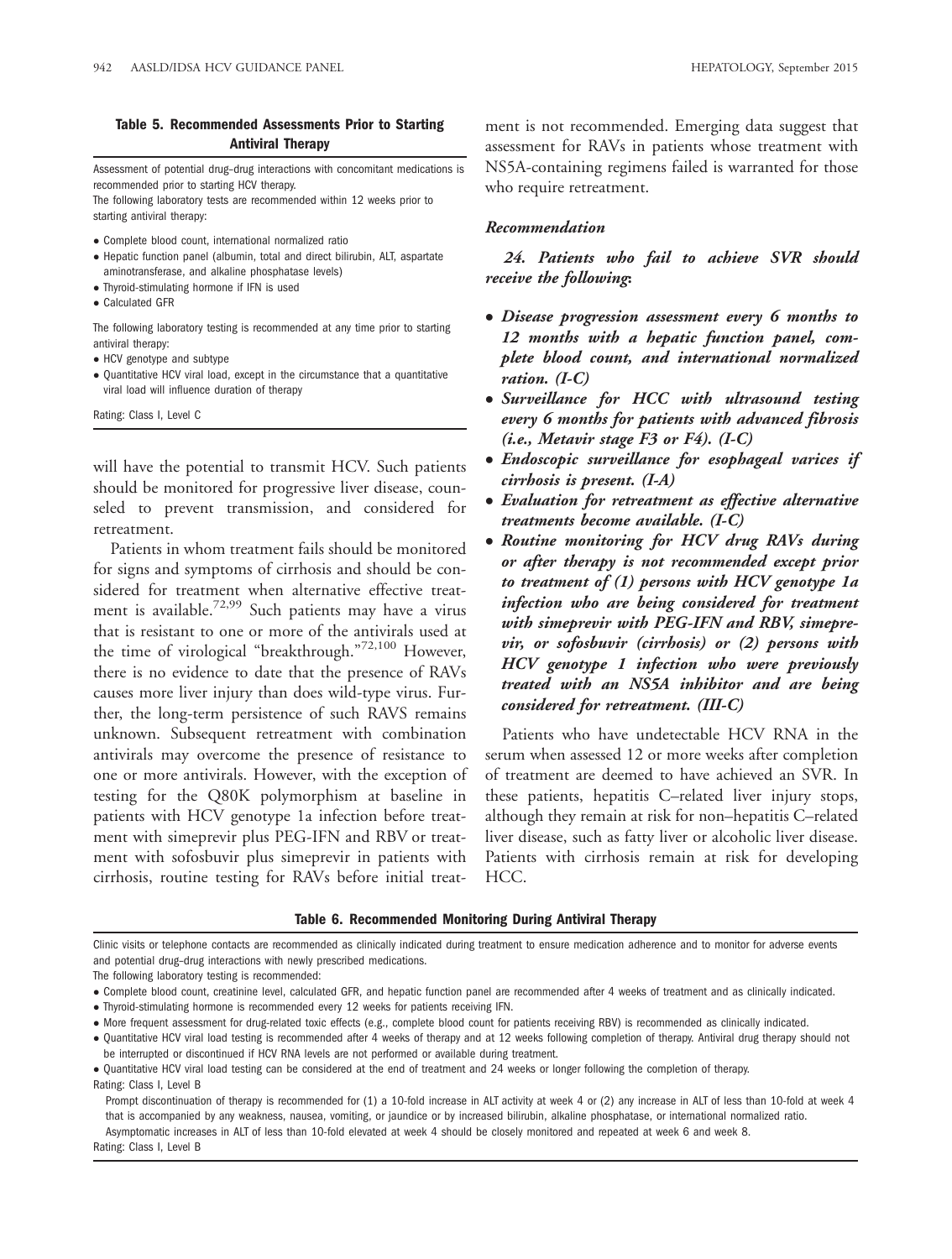**Table 5. Recommended Assessments Prior to Starting Antiviral Therapy**

Assessment of potential drug–drug interactions with concomitant medications is recommended prior to starting HCV therapy.

The following laboratory tests are recommended within 12 weeks prior to starting antiviral therapy:

- Complete blood count, international normalized ratio
- Hepatic function panel (albumin, total and direct bilirubin, ALT, aspartate aminotransferase, and alkaline phosphatase levels)
- Thyroid-stimulating hormone if IFN is used
- Calculated GFR

The following laboratory testing is recommended at any time prior to starting antiviral therapy:

- HCV genotype and subtype
- Quantitative HCV viral load, except in the circumstance that a quantitative viral load will influence duration of therapy

Rating: Class I, Level C

will have the potential to transmit HCV. Such patients should be monitored for progressive liver disease, counseled to prevent transmission, and considered for retreatment.

Patients in whom treatment fails should be monitored for signs and symptoms of cirrhosis and should be considered for treatment when alternative effective treatment is available.[72,99] Such patients may have a virus that is resistant to one or more of the antivirals used at the time of virological "breakthrough."[72,100] However, there is no evidence to date that the presence of RAVs causes more liver injury than does wild-type virus. Further, the long-term persistence of such RAVS remains unknown. Subsequent retreatment with combination antivirals may overcome the presence of resistance to one or more antivirals. However, with the exception of testing for the Q80K polymorphism at baseline in patients with HCV genotype 1a infection before treatment with simeprevir plus PEG-IFN and RBV or treatment with sofosbuvir plus simeprevir in patients with cirrhosis, routine testing for RAVs before initial treatment is not recommended. Emerging data suggest that assessment for RAVs in patients whose treatment with NS5A-containing regimens failed is warranted for those who require retreatment.

### *Recommendation*

***24. Patients who fail to achieve SVR should receive the following:***

- ***Disease progression assessment every 6 months to 12 months with a hepatic function panel, complete blood count, and international normalized ration. (I-C)***
- ***Surveillance for HCC with ultrasound testing every 6 months for patients with advanced fibrosis (i.e., Metavir stage F3 or F4). (I-C)***
- ***Endoscopic surveillance for esophageal varices if cirrhosis is present. (I-A)***
- ***Evaluation for retreatment as effective alternative treatments become available. (I-C)***
- ***Routine monitoring for HCV drug RAVs during or after therapy is not recommended except prior to treatment of (1) persons with HCV genotype 1a infection who are being considered for treatment with simeprevir with PEG-IFN and RBV, simeprevir, or sofosbuvir (cirrhosis) or (2) persons with HCV genotype 1 infection who were previously treated with an NS5A inhibitor and are being considered for retreatment. (III-C)***

Patients who have undetectable HCV RNA in the serum when assessed 12 or more weeks after completion of treatment are deemed to have achieved an SVR. In these patients, hepatitis C–related liver injury stops, although they remain at risk for non–hepatitis C–related liver disease, such as fatty liver or alcoholic liver disease. Patients with cirrhosis remain at risk for developing HCC.

**Table 6. Recommended Monitoring During Antiviral Therapy**

Clinic visits or telephone contacts are recommended as clinically indicated during treatment to ensure medication adherence and to monitor for adverse events and potential drug–drug interactions with newly prescribed medications.

The following laboratory testing is recommended:

- Complete blood count, creatinine level, calculated GFR, and hepatic function panel are recommended after 4 weeks of treatment and as clinically indicated.
- Thyroid-stimulating hormone is recommended every 12 weeks for patients receiving IFN.
- More frequent assessment for drug-related toxic effects (e.g., complete blood count for patients receiving RBV) is recommended as clinically indicated.
- Quantitative HCV viral load testing is recommended after 4 weeks of therapy and at 12 weeks following completion of therapy. Antiviral drug therapy should not be interrupted or discontinued if HCV RNA levels are not performed or available during treatment.
- Quantitative HCV viral load testing can be considered at the end of treatment and 24 weeks or longer following the completion of therapy.

Rating: Class I, Level B

Prompt discontinuation of therapy is recommended for (1) a 10-fold increase in ALT activity at week 4 or (2) any increase in ALT of less than 10-fold at week 4 that is accompanied by any weakness, nausea, vomiting, or jaundice or by increased bilirubin, alkaline phosphatase, or international normalized ratio. Asymptomatic increases in ALT of less than 10-fold elevated at week 4 should be closely monitored and repeated at week 6 and week 8.

Rating: Class I, Level B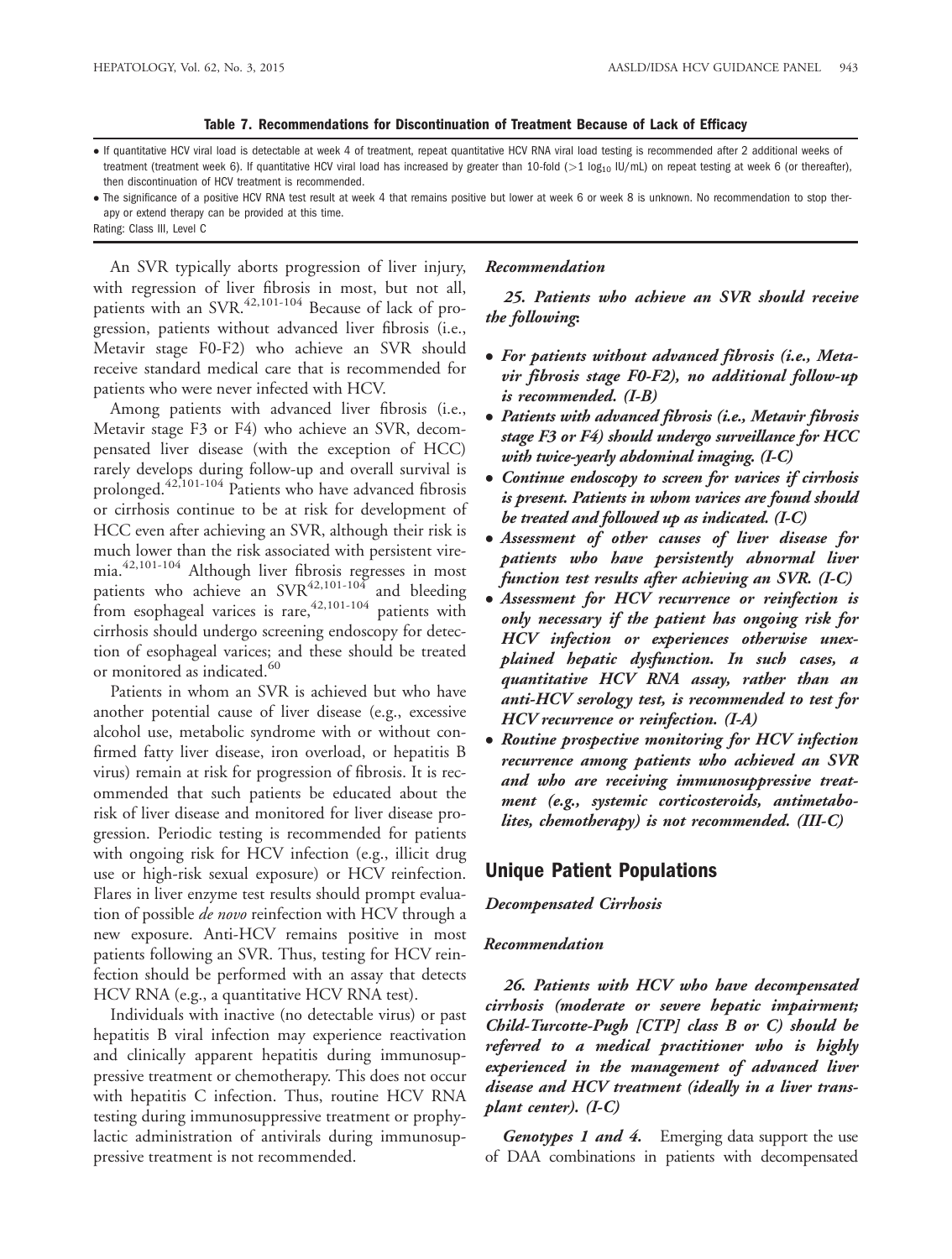**Table 7. Recommendations for Discontinuation of Treatment Because of Lack of Efficacy**

- If quantitative HCV viral load is detectable at week 4 of treatment, repeat quantitative HCV RNA viral load testing is recommended after 2 additional weeks of treatment (treatment week 6). If quantitative HCV viral load has increased by greater than 10-fold (>1 $\log_{10}$ IU/mL) on repeat testing at week 6 (or thereafter), then discontinuation of HCV treatment is recommended.
- The significance of a positive HCV RNA test result at week 4 that remains positive but lower at week 6 or week 8 is unknown. No recommendation to stop therapy or extend therapy can be provided at this time.

Rating: Class III, Level C

An SVR typically aborts progression of liver injury, with regression of liver fibrosis in most, but not all, patients with an SVR.[42,101-104] Because of lack of progression, patients without advanced liver fibrosis (i.e., Metavir stage F0-F2) who achieve an SVR should receive standard medical care that is recommended for patients who were never infected with HCV.

Among patients with advanced liver fibrosis (i.e., Metavir stage F3 or F4) who achieve an SVR, decompensated liver disease (with the exception of HCC) rarely develops during follow-up and overall survival is prolonged.[42,101-104] Patients who have advanced fibrosis or cirrhosis continue to be at risk for development of HCC even after achieving an SVR, although their risk is much lower than the risk associated with persistent viremia.[42,101-104] Although liver fibrosis regresses in most patients who achieve an SVR[42,101-104] and bleeding from esophageal varices is rare,[42,101-104] patients with cirrhosis should undergo screening endoscopy for detection of esophageal varices; and these should be treated or monitored as indicated.[60]

Patients in whom an SVR is achieved but who have another potential cause of liver disease (e.g., excessive alcohol use, metabolic syndrome with or without confirmed fatty liver disease, iron overload, or hepatitis B virus) remain at risk for progression of fibrosis. It is recommended that such patients be educated about the risk of liver disease and monitored for liver disease progression. Periodic testing is recommended for patients with ongoing risk for HCV infection (e.g., illicit drug use or high-risk sexual exposure) or HCV reinfection. Flares in liver enzyme test results should prompt evaluation of possible *de novo* reinfection with HCV through a new exposure. Anti-HCV remains positive in most patients following an SVR. Thus, testing for HCV reinfection should be performed with an assay that detects HCV RNA (e.g., a quantitative HCV RNA test).

Individuals with inactive (no detectable virus) or past hepatitis B viral infection may experience reactivation and clinically apparent hepatitis during immunosuppressive treatment or chemotherapy. This does not occur with hepatitis C infection. Thus, routine HCV RNA testing during immunosuppressive treatment or prophylactic administration of antivirals during immunosuppressive treatment is not recommended.

***Recommendation***

***25. Patients who achieve an SVR should receive the following:***

- ***For patients without advanced fibrosis (i.e., Metavir fibrosis stage F0-F2), no additional follow-up is recommended. (I-B)***
- ***Patients with advanced fibrosis (i.e., Metavir fibrosis stage F3 or F4) should undergo surveillance for HCC with twice-yearly abdominal imaging. (I-C)***
- ***Continue endoscopy to screen for varices if cirrhosis is present. Patients in whom varices are found should be treated and followed up as indicated. (I-C)***
- ***Assessment of other causes of liver disease for patients who have persistently abnormal liver function test results after achieving an SVR. (I-C)***
- ***Assessment for HCV recurrence or reinfection is only necessary if the patient has ongoing risk for HCV infection or experiences otherwise unexplained hepatic dysfunction. In such cases, a quantitative HCV RNA assay, rather than an anti-HCV serology test, is recommended to test for HCV recurrence or reinfection. (I-A)***
- ***Routine prospective monitoring for HCV infection recurrence among patients who achieved an SVR and who are receiving immunosuppressive treatment (e.g., systemic corticosteroids, antimetabolites, chemotherapy) is not recommended. (III-C)***

## Unique Patient Populations

***Decompensated Cirrhosis***

***Recommendation***

***26. Patients with HCV who have decompensated cirrhosis (moderate or severe hepatic impairment; Child-Turcotte-Pugh [CTP] class B or C) should be referred to a medical practitioner who is highly experienced in the management of advanced liver disease and HCV treatment (ideally in a liver transplant center). (I-C)***

***Genotypes 1 and 4.*** Emerging data support the use of DAA combinations in patients with decompensated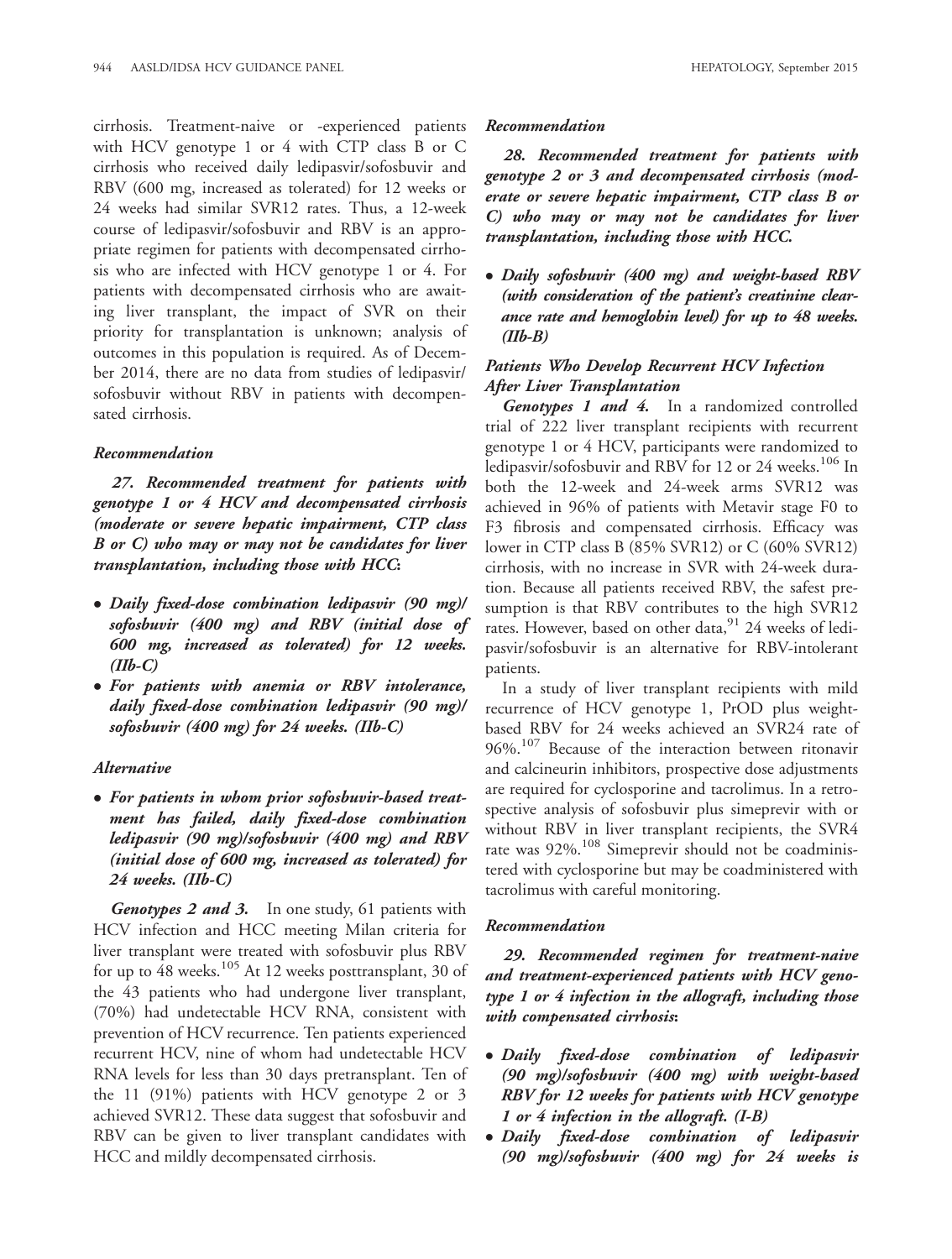cirrhosis. Treatment-naive or -experienced patients with HCV genotype 1 or 4 with CTP class B or C cirrhosis who received daily ledipasvir/sofosbuvir and RBV (600 mg, increased as tolerated) for 12 weeks or 24 weeks had similar SVR12 rates. Thus, a 12-week course of ledipasvir/sofosbuvir and RBV is an appropriate regimen for patients with decompensated cirrhosis who are infected with HCV genotype 1 or 4. For patients with decompensated cirrhosis who are awaiting liver transplant, the impact of SVR on their priority for transplantation is unknown; analysis of outcomes in this population is required. As of December 2014, there are no data from studies of ledipasvir/sofosbuvir without RBV in patients with decompensated cirrhosis.

#### *Recommendation*

***27. Recommended treatment for patients with genotype 1 or 4 HCV and decompensated cirrhosis (moderate or severe hepatic impairment, CTP class B or C) who may or may not be candidates for liver transplantation, including those with HCC:***

- ***Daily fixed-dose combination ledipasvir (90 mg)/sofosbuvir (400 mg) and RBV (initial dose of 600 mg, increased as tolerated) for 12 weeks. (IIb-C)***
- ***For patients with anemia or RBV intolerance, daily fixed-dose combination ledipasvir (90 mg)/sofosbuvir (400 mg) for 24 weeks. (IIb-C)***

#### *Alternative*

- ***For patients in whom prior sofosbuvir-based treatment has failed, daily fixed-dose combination ledipasvir (90 mg)/sofosbuvir (400 mg) and RBV (initial dose of 600 mg, increased as tolerated) for 24 weeks. (IIb-C)***

***Genotypes 2 and 3.*** In one study, 61 patients with HCV infection and HCC meeting Milan criteria for liver transplant were treated with sofosbuvir plus RBV for up to 48 weeks.[105] At 12 weeks posttransplant, 30 of the 43 patients who had undergone liver transplant, (70%) had undetectable HCV RNA, consistent with prevention of HCV recurrence. Ten patients experienced recurrent HCV, nine of whom had undetectable HCV RNA levels for less than 30 days pretransplant. Ten of the 11 (91%) patients with HCV genotype 2 or 3 achieved SVR12. These data suggest that sofosbuvir and RBV can be given to liver transplant candidates with HCC and mildly decompensated cirrhosis.

#### *Recommendation*

***28. Recommended treatment for patients with genotype 2 or 3 and decompensated cirrhosis (moderate or severe hepatic impairment, CTP class B or C) who may or may not be candidates for liver transplantation, including those with HCC.***

- ***Daily sofosbuvir (400 mg) and weight-based RBV (with consideration of the patient's creatinine clearance rate and hemoglobin level) for up to 48 weeks. (IIb-B)***

### *Patients Who Develop Recurrent HCV Infection After Liver Transplantation*

***Genotypes 1 and 4.*** In a randomized controlled trial of 222 liver transplant recipients with recurrent genotype 1 or 4 HCV, participants were randomized to ledipasvir/sofosbuvir and RBV for 12 or 24 weeks.[106] In both the 12-week and 24-week arms SVR12 was achieved in 96% of patients with Metavir stage F0 to F3 fibrosis and compensated cirrhosis. Efficacy was lower in CTP class B (85% SVR12) or C (60% SVR12) cirrhosis, with no increase in SVR with 24-week duration. Because all patients received RBV, the safest presumption is that RBV contributes to the high SVR12 rates. However, based on other data,[91] 24 weeks of ledipasvir/sofosbuvir is an alternative for RBV-intolerant patients.

In a study of liver transplant recipients with mild recurrence of HCV genotype 1, PrOD plus weight-based RBV for 24 weeks achieved an SVR24 rate of 96%.[107] Because of the interaction between ritonavir and calcineurin inhibitors, prospective dose adjustments are required for cyclosporine and tacrolimus. In a retrospective analysis of sofosbuvir plus simeprevir with or without RBV in liver transplant recipients, the SVR4 rate was 92%.[108] Simeprevir should not be coadministered with cyclosporine but may be coadministered with tacrolimus with careful monitoring.

#### *Recommendation*

***29. Recommended regimen for treatment-naive and treatment-experienced patients with HCV genotype 1 or 4 infection in the allograft, including those with compensated cirrhosis:***

- ***Daily fixed-dose combination of ledipasvir (90 mg)/sofosbuvir (400 mg) with weight-based RBV for 12 weeks for patients with HCV genotype 1 or 4 infection in the allograft. (I-B)***
- ***Daily fixed-dose combination of ledipasvir (90 mg)/sofosbuvir (400 mg) for 24 weeks is***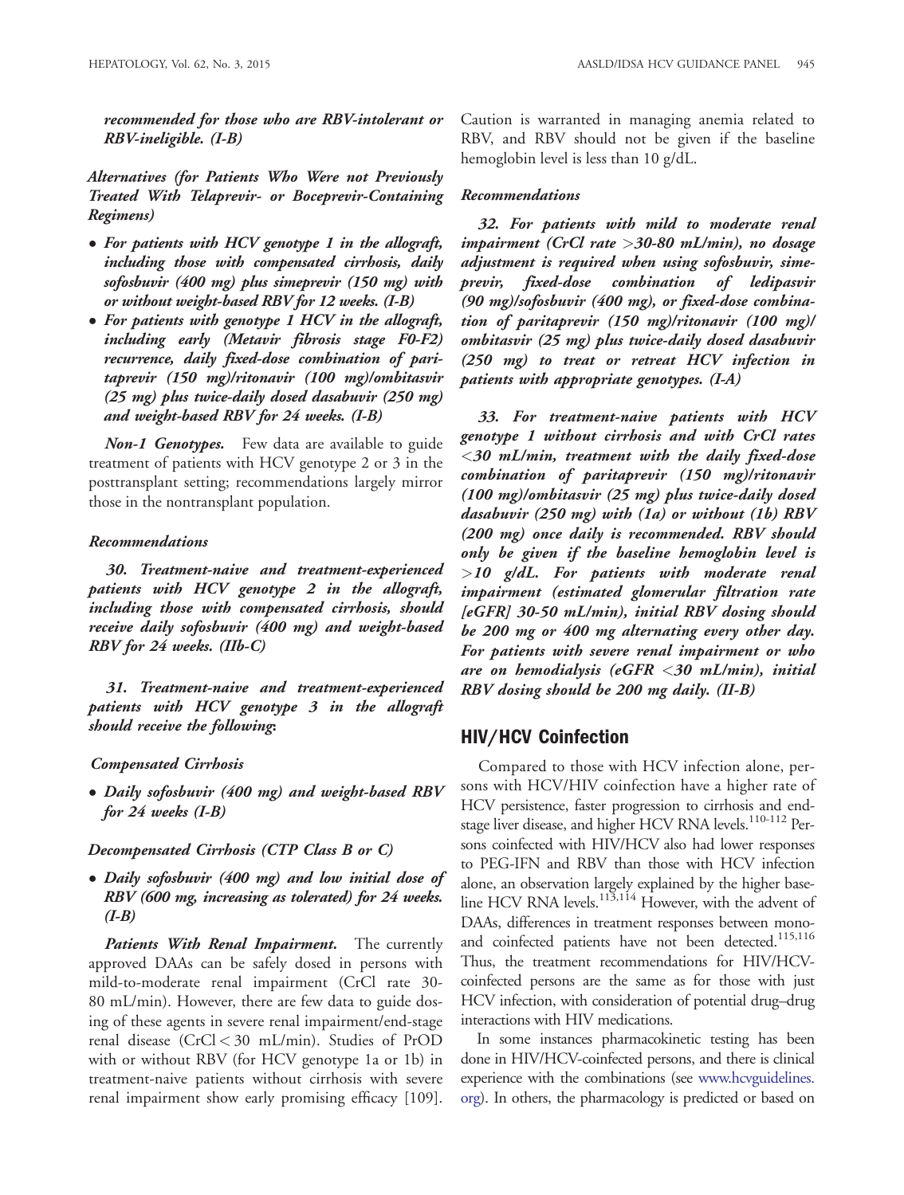***recommended for those who are RBV-intolerant or RBV-ineligible. (I-B)***

***Alternatives (for Patients Who Were not Previously Treated With Telaprevir- or Boceprevir-Containing Regimens)***

- ***For patients with HCV genotype 1 in the allograft, including those with compensated cirrhosis, daily sofosbuvir (400 mg) plus simeprevir (150 mg) with or without weight-based RBV for 12 weeks. (I-B)***
- ***For patients with genotype 1 HCV in the allograft, including early (Metavir fibrosis stage F0-F2) recurrence, daily fixed-dose combination of paritaprevir (150 mg)/ritonavir (100 mg)/ombitasvir (25 mg) plus twice-daily dosed dasabuvir (250 mg) and weight-based RBV for 24 weeks. (I-B)***

***Non-1 Genotypes.*** Few data are available to guide treatment of patients with HCV genotype 2 or 3 in the posttransplant setting; recommendations largely mirror those in the nontransplant population.

#### *Recommendations*

***30. Treatment-naive and treatment-experienced patients with HCV genotype 2 in the allograft, including those with compensated cirrhosis, should receive daily sofosbuvir (400 mg) and weight-based RBV for 24 weeks. (IIb-C)***

***31. Treatment-naive and treatment-experienced patients with HCV genotype 3 in the allograft should receive the following:***

***Compensated Cirrhosis***

- ***Daily sofosbuvir (400 mg) and weight-based RBV for 24 weeks (I-B)***

***Decompensated Cirrhosis (CTP Class B or C)***

- ***Daily sofosbuvir (400 mg) and low initial dose of RBV (600 mg, increasing as tolerated) for 24 weeks. (I-B)***

***Patients With Renal Impairment.*** The currently approved DAAs can be safely dosed in persons with mild-to-moderate renal impairment (CrCl rate 30-80 mL/min). However, there are few data to guide dosing of these agents in severe renal impairment/end-stage renal disease (CrCl < 30 mL/min). Studies of PrOD with or without RBV (for HCV genotype 1a or 1b) in treatment-naive patients without cirrhosis with severe renal impairment show early promising efficacy [109]. Caution is warranted in managing anemia related to RBV, and RBV should not be given if the baseline hemoglobin level is less than 10 g/dL.

#### *Recommendations*

***32. For patients with mild to moderate renal impairment (CrCl rate >30-80 mL/min), no dosage adjustment is required when using sofosbuvir, simeprevir, fixed-dose combination of ledipasvir (90 mg)/sofosbuvir (400 mg), or fixed-dose combination of paritaprevir (150 mg)/ritonavir (100 mg)/ombitasvir (25 mg) plus twice-daily dosed dasabuvir (250 mg) to treat or retreat HCV infection in patients with appropriate genotypes. (I-A)***

***33. For treatment-naive patients with HCV genotype 1 without cirrhosis and with CrCl rates <30 mL/min, treatment with the daily fixed-dose combination of paritaprevir (150 mg)/ritonavir (100 mg)/ombitasvir (25 mg) plus twice-daily dosed dasabuvir (250 mg) with (1a) or without (1b) RBV (200 mg) once daily is recommended. RBV should only be given if the baseline hemoglobin level is >10 g/dL. For patients with moderate renal impairment (estimated glomerular filtration rate [eGFR] 30-50 mL/min), initial RBV dosing should be 200 mg or 400 mg alternating every other day. For patients with severe renal impairment or who are on hemodialysis (eGFR <30 mL/min), initial RBV dosing should be 200 mg daily. (II-B)***

## HIV/HCV Coinfection

Compared to those with HCV infection alone, persons with HCV/HIV coinfection have a higher rate of HCV persistence, faster progression to cirrhosis and end-stage liver disease, and higher HCV RNA levels.[110-112] Persons coinfected with HIV/HCV also had lower responses to PEG-IFN and RBV than those with HCV infection alone, an observation largely explained by the higher baseline HCV RNA levels.[113,114] However, with the advent of DAAs, differences in treatment responses between mono- and coinfected patients have not been detected.[115,116] Thus, the treatment recommendations for HIV/HCV-coinfected persons are the same as for those with just HCV infection, with consideration of potential drug–drug interactions with HIV medications.

In some instances pharmacokinetic testing has been done in HIV/HCV-coinfected persons, and there is clinical experience with the combinations (see www.hcvguidelines.org). In others, the pharmacology is predicted or based on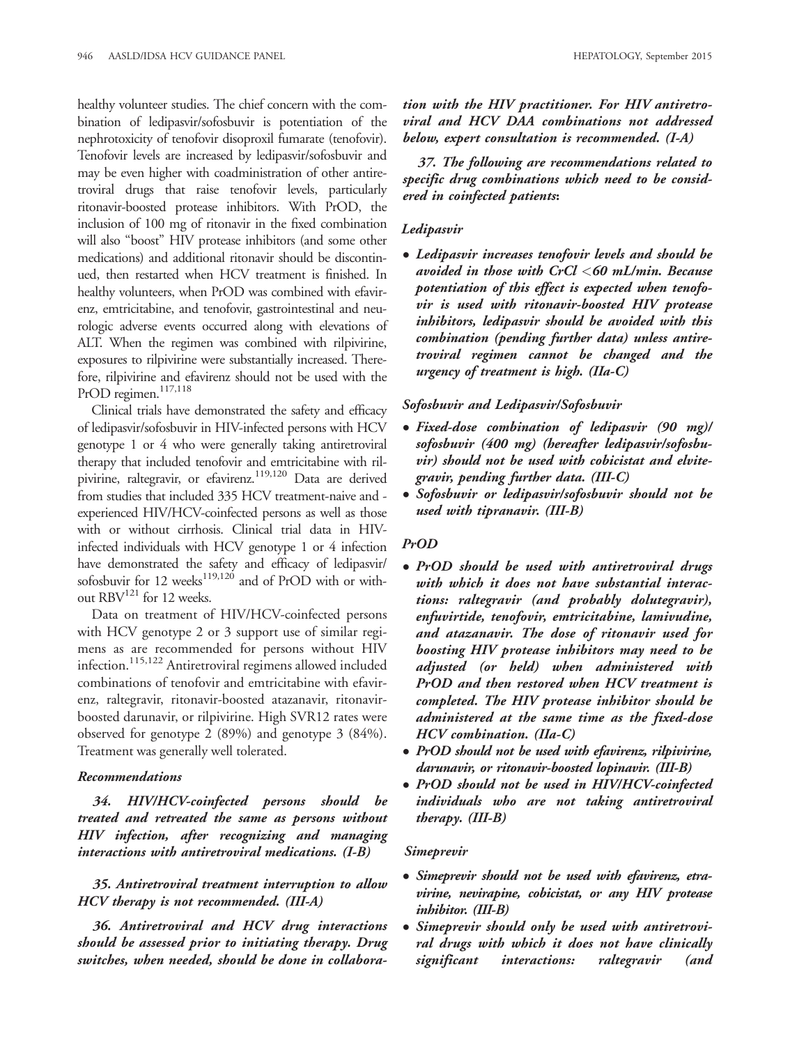healthy volunteer studies. The chief concern with the combination of ledipasvir/sofosbuvir is potentiation of the nephrotoxicity of tenofovir disoproxil fumarate (tenofovir). Tenofovir levels are increased by ledipasvir/sofosbuvir and may be even higher with coadministration of other antiretroviral drugs that raise tenofovir levels, particularly ritonavir-boosted protease inhibitors. With PrOD, the inclusion of 100 mg of ritonavir in the fixed combination will also "boost" HIV protease inhibitors (and some other medications) and additional ritonavir should be discontinued, then restarted when HCV treatment is finished. In healthy volunteers, when PrOD was combined with efavirenz, emtricitabine, and tenofovir, gastrointestinal and neurologic adverse events occurred along with elevations of ALT. When the regimen was combined with rilpivirine, exposures to rilpivirine were substantially increased. Therefore, rilpivirine and efavirenz should not be used with the PrOD regimen.[117,118]

Clinical trials have demonstrated the safety and efficacy of ledipasvir/sofosbuvir in HIV-infected persons with HCV genotype 1 or 4 who were generally taking antiretroviral therapy that included tenofovir and emtricitabine with rilpivirine, raltegravir, or efavirenz.[119,120] Data are derived from studies that included 335 HCV treatment-naive and -experienced HIV/HCV-coinfected persons as well as those with or without cirrhosis. Clinical trial data in HIV-infected individuals with HCV genotype 1 or 4 infection have demonstrated the safety and efficacy of ledipasvir/sofosbuvir for 12 weeks[119,120] and of PrOD with or without RBV[121] for 12 weeks.

Data on treatment of HIV/HCV-coinfected persons with HCV genotype 2 or 3 support use of similar regimens as are recommended for persons without HIV infection.[115,122] Antiretroviral regimens allowed included combinations of tenofovir and emtricitabine with efavirenz, raltegravir, ritonavir-boosted atazanavir, ritonavir-boosted darunavir, or rilpivirine. High SVR12 rates were observed for genotype 2 (89%) and genotype 3 (84%). Treatment was generally well tolerated.

### Recommendations

***34. HIV/HCV-coinfected persons should be treated and retreated the same as persons without HIV infection, after recognizing and managing interactions with antiretroviral medications. (I-B)***

***35. Antiretroviral treatment interruption to allow HCV therapy is not recommended. (III-A)***

***36. Antiretroviral and HCV drug interactions should be assessed prior to initiating therapy. Drug switches, when needed, should be done in collaboration with the HIV practitioner. For HIV antiretroviral and HCV DAA combinations not addressed below, expert consultation is recommended. (I-A)***

***37. The following are recommendations related to specific drug combinations which need to be considered in coinfected patients:***

#### Ledipasvir

- ***Ledipasvir increases tenofovir levels and should be avoided in those with CrCl <60 mL/min. Because potentiation of this effect is expected when tenofovir is used with ritonavir-boosted HIV protease inhibitors, ledipasvir should be avoided with this combination (pending further data) unless antiretroviral regimen cannot be changed and the urgency of treatment is high. (IIa-C)***

#### Sofosbuvir and Ledipasvir/Sofosbuvir

- ***Fixed-dose combination of ledipasvir (90 mg)/sofosbuvir (400 mg) (hereafter ledipasvir/sofosbuvir) should not be used with cobicistat and elvitegravir, pending further data. (III-C)***
- ***Sofosbuvir or ledipasvir/sofosbuvir should not be used with tipranavir. (III-B)***

#### PrOD

- ***PrOD should be used with antiretroviral drugs with which it does not have substantial interactions: raltegravir (and probably dolutegravir), enfuvirtide, tenofovir, emtricitabine, lamivudine, and atazanavir. The dose of ritonavir used for boosting HIV protease inhibitors may need to be adjusted (or held) when administered with PrOD and then restored when HCV treatment is completed. The HIV protease inhibitor should be administered at the same time as the fixed-dose HCV combination. (IIa-C)***
- ***PrOD should not be used with efavirenz, rilpivirine, darunavir, or ritonavir-boosted lopinavir. (III-B)***
- ***PrOD should not be used in HIV/HCV-coinfected individuals who are not taking antiretroviral therapy. (III-B)***

#### Simeprevir

- ***Simeprevir should not be used with efavirenz, etravirine, nevirapine, cobicistat, or any HIV protease inhibitor. (III-B)***
- ***Simeprevir should only be used with antiretroviral drugs with which it does not have clinically significant interactions: raltegravir (and***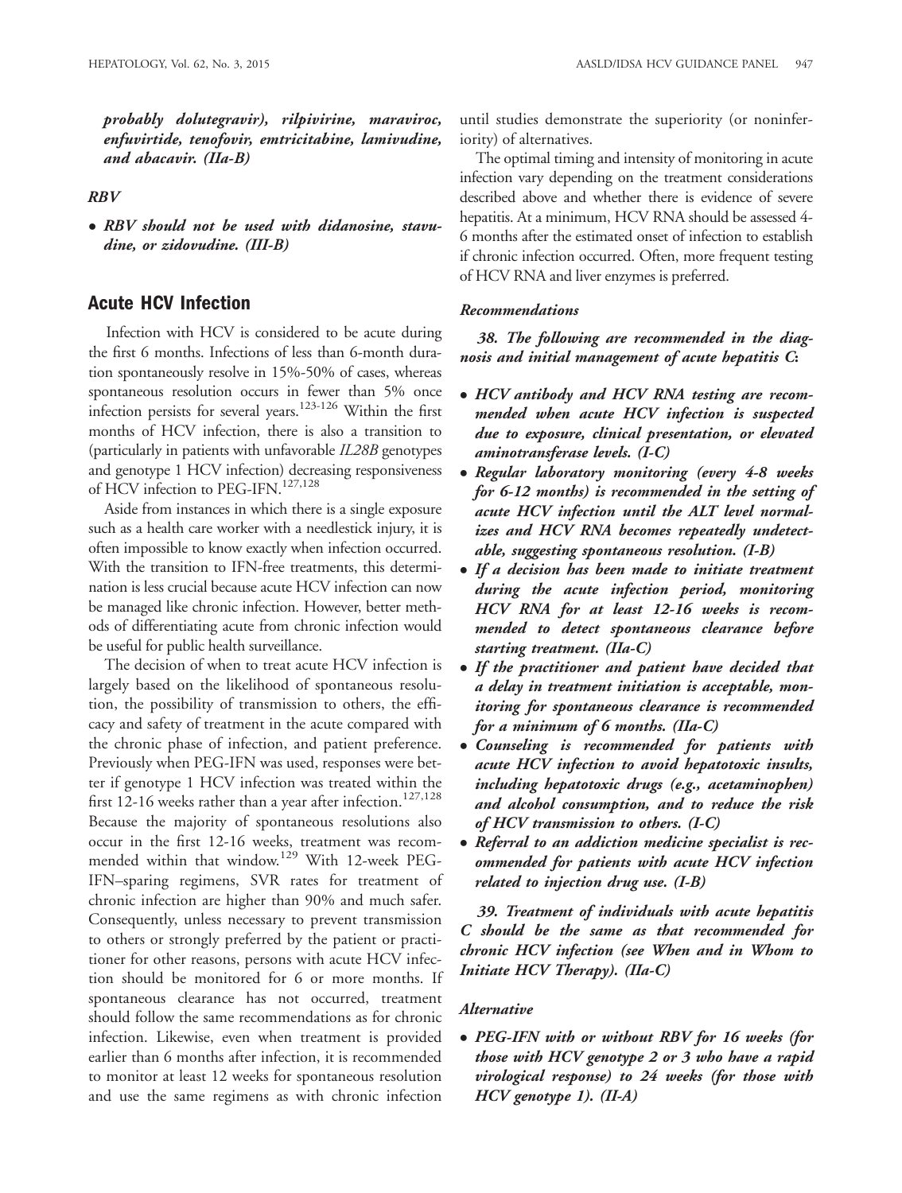***probably dolutegravir), rilpivirine, maraviroc, enfuvirtide, tenofovir, emtricitabine, lamivudine, and abacavir. (IIa-B)***

***RBV***

- ***RBV should not be used with didanosine, stavudine, or zidovudine. (III-B)***

## Acute HCV Infection

Infection with HCV is considered to be acute during the first 6 months. Infections of less than 6-month duration spontaneously resolve in 15%-50% of cases, whereas spontaneous resolution occurs in fewer than 5% once infection persists for several years.[123-126] Within the first months of HCV infection, there is also a transition to (particularly in patients with unfavorable *IL28B* genotypes and genotype 1 HCV infection) decreasing responsiveness of HCV infection to PEG-IFN.[127,128]

Aside from instances in which there is a single exposure such as a health care worker with a needlestick injury, it is often impossible to know exactly when infection occurred. With the transition to IFN-free treatments, this determination is less crucial because acute HCV infection can now be managed like chronic infection. However, better methods of differentiating acute from chronic infection would be useful for public health surveillance.

The decision of when to treat acute HCV infection is largely based on the likelihood of spontaneous resolution, the possibility of transmission to others, the efficacy and safety of treatment in the acute compared with the chronic phase of infection, and patient preference. Previously when PEG-IFN was used, responses were better if genotype 1 HCV infection was treated within the first 12-16 weeks rather than a year after infection.[127,128] Because the majority of spontaneous resolutions also occur in the first 12-16 weeks, treatment was recommended within that window.[129] With 12-week PEG-IFN–sparing regimens, SVR rates for treatment of chronic infection are higher than 90% and much safer. Consequently, unless necessary to prevent transmission to others or strongly preferred by the patient or practitioner for other reasons, persons with acute HCV infection should be monitored for 6 or more months. If spontaneous clearance has not occurred, treatment should follow the same recommendations as for chronic infection. Likewise, even when treatment is provided earlier than 6 months after infection, it is recommended to monitor at least 12 weeks for spontaneous resolution and use the same regimens as with chronic infection until studies demonstrate the superiority (or noninferiority) of alternatives.

The optimal timing and intensity of monitoring in acute infection vary depending on the treatment considerations described above and whether there is evidence of severe hepatitis. At a minimum, HCV RNA should be assessed 4-6 months after the estimated onset of infection to establish if chronic infection occurred. Often, more frequent testing of HCV RNA and liver enzymes is preferred.

***Recommendations***

***38. The following are recommended in the diagnosis and initial management of acute hepatitis C:***

- ***HCV antibody and HCV RNA testing are recommended when acute HCV infection is suspected due to exposure, clinical presentation, or elevated aminotransferase levels. (I-C)***
- ***Regular laboratory monitoring (every 4-8 weeks for 6-12 months) is recommended in the setting of acute HCV infection until the ALT level normalizes and HCV RNA becomes repeatedly undetectable, suggesting spontaneous resolution. (I-B)***
- ***If a decision has been made to initiate treatment during the acute infection period, monitoring HCV RNA for at least 12-16 weeks is recommended to detect spontaneous clearance before starting treatment. (IIa-C)***
- ***If the practitioner and patient have decided that a delay in treatment initiation is acceptable, monitoring for spontaneous clearance is recommended for a minimum of 6 months. (IIa-C)***
- ***Counseling is recommended for patients with acute HCV infection to avoid hepatotoxic insults, including hepatotoxic drugs (e.g., acetaminophen) and alcohol consumption, and to reduce the risk of HCV transmission to others. (I-C)***
- ***Referral to an addiction medicine specialist is recommended for patients with acute HCV infection related to injection drug use. (I-B)***

***39. Treatment of individuals with acute hepatitis C should be the same as that recommended for chronic HCV infection (see When and in Whom to Initiate HCV Therapy). (IIa-C)***

***Alternative***

- ***PEG-IFN with or without RBV for 16 weeks (for those with HCV genotype 2 or 3 who have a rapid virological response) to 24 weeks (for those with HCV genotype 1). (II-A)***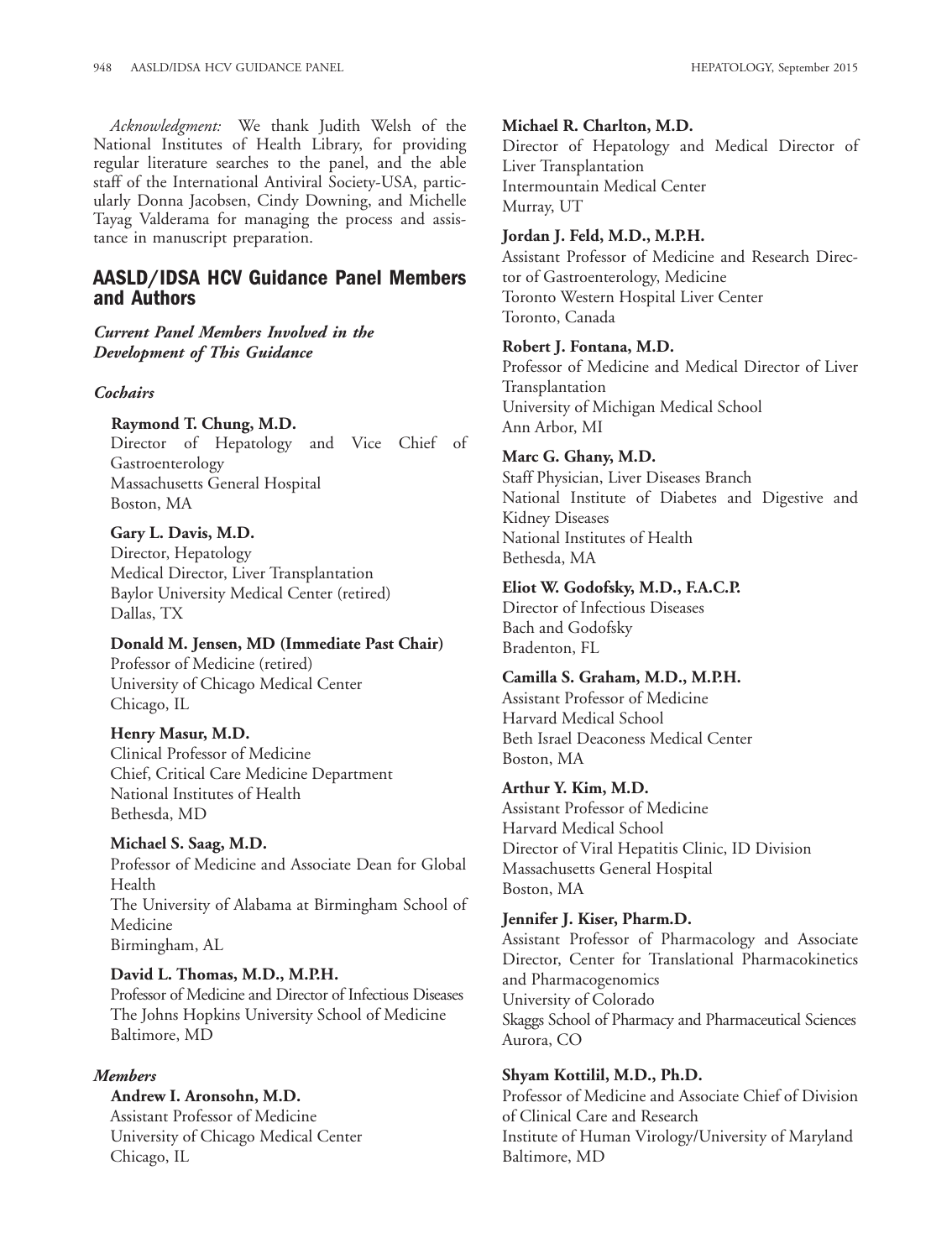*Acknowledgment:* We thank Judith Welsh of the National Institutes of Health Library, for providing regular literature searches to the panel, and the able staff of the International Antiviral Society-USA, particularly Donna Jacobsen, Cindy Downing, and Michelle Tayag Valderama for managing the process and assistance in manuscript preparation.

## AASLD/IDSA HCV Guidance Panel Members and Authors

### *Current Panel Members Involved in the Development of This Guidance*

#### *Cochairs*

**Raymond T. Chung, M.D.**
Director of Hepatology and Vice Chief of Gastroenterology
Massachusetts General Hospital
Boston, MA

**Gary L. Davis, M.D.**
Director, Hepatology
Medical Director, Liver Transplantation
Baylor University Medical Center (retired)
Dallas, TX

**Donald M. Jensen, MD (Immediate Past Chair)**
Professor of Medicine (retired)
University of Chicago Medical Center
Chicago, IL

**Henry Masur, M.D.**
Clinical Professor of Medicine
Chief, Critical Care Medicine Department
National Institutes of Health
Bethesda, MD

**Michael S. Saag, M.D.**
Professor of Medicine and Associate Dean for Global Health
The University of Alabama at Birmingham School of Medicine
Birmingham, AL

**David L. Thomas, M.D., M.P.H.**
Professor of Medicine and Director of Infectious Diseases
The Johns Hopkins University School of Medicine
Baltimore, MD

#### *Members*

**Andrew I. Aronsohn, M.D.**
Assistant Professor of Medicine
University of Chicago Medical Center
Chicago, IL

**Michael R. Charlton, M.D.**
Director of Hepatology and Medical Director of Liver Transplantation
Intermountain Medical Center
Murray, UT

**Jordan J. Feld, M.D., M.P.H.**
Assistant Professor of Medicine and Research Director of Gastroenterology, Medicine
Toronto Western Hospital Liver Center
Toronto, Canada

**Robert J. Fontana, M.D.**
Professor of Medicine and Medical Director of Liver Transplantation
University of Michigan Medical School
Ann Arbor, MI

**Marc G. Ghany, M.D.**
Staff Physician, Liver Diseases Branch
National Institute of Diabetes and Digestive and Kidney Diseases
National Institutes of Health
Bethesda, MA

**Eliot W. Godofsky, M.D., F.A.C.P.**
Director of Infectious Diseases
Bach and Godofsky
Bradenton, FL

**Camilla S. Graham, M.D., M.P.H.**
Assistant Professor of Medicine
Harvard Medical School
Beth Israel Deaconess Medical Center
Boston, MA

**Arthur Y. Kim, M.D.**
Assistant Professor of Medicine
Harvard Medical School
Director of Viral Hepatitis Clinic, ID Division
Massachusetts General Hospital
Boston, MA

**Jennifer J. Kiser, Pharm.D.**
Assistant Professor of Pharmacology and Associate Director, Center for Translational Pharmacokinetics and Pharmacogenomics
University of Colorado
Skaggs School of Pharmacy and Pharmaceutical Sciences
Aurora, CO

**Shyam Kottilil, M.D., Ph.D.**
Professor of Medicine and Associate Chief of Division of Clinical Care and Research
Institute of Human Virology/University of Maryland
Baltimore, MD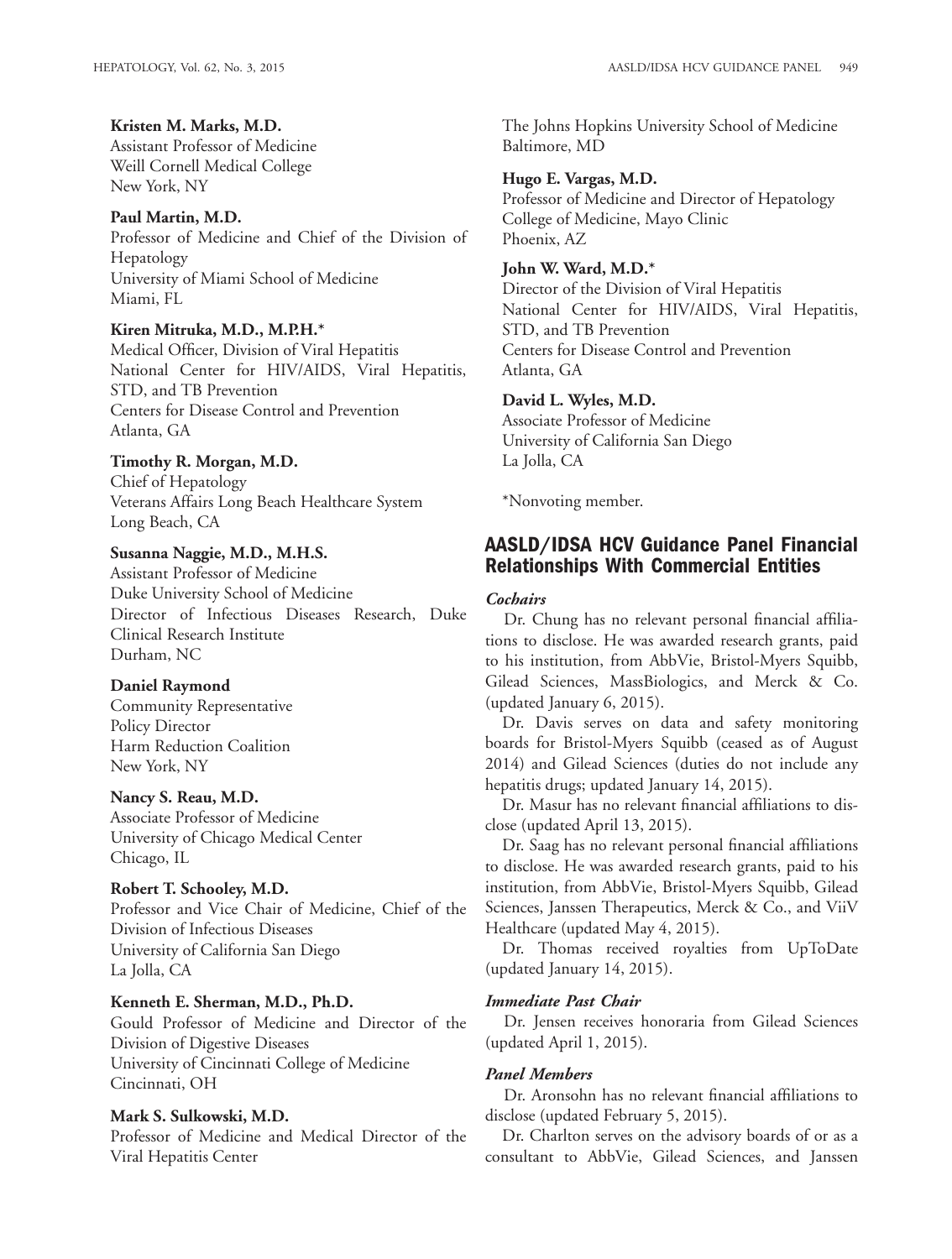**Kristen M. Marks, M.D.**
Assistant Professor of Medicine
Weill Cornell Medical College
New York, NY

**Paul Martin, M.D.**
Professor of Medicine and Chief of the Division of Hepatology
University of Miami School of Medicine
Miami, FL

**Kiren Mitruka, M.D., M.P.H.***
Medical Officer, Division of Viral Hepatitis
National Center for HIV/AIDS, Viral Hepatitis, STD, and TB Prevention
Centers for Disease Control and Prevention
Atlanta, GA

**Timothy R. Morgan, M.D.**
Chief of Hepatology
Veterans Affairs Long Beach Healthcare System
Long Beach, CA

**Susanna Naggie, M.D., M.H.S.**
Assistant Professor of Medicine
Duke University School of Medicine
Director of Infectious Diseases Research, Duke Clinical Research Institute
Durham, NC

**Daniel Raymond**
Community Representative
Policy Director
Harm Reduction Coalition
New York, NY

**Nancy S. Reau, M.D.**
Associate Professor of Medicine
University of Chicago Medical Center
Chicago, IL

**Robert T. Schooley, M.D.**
Professor and Vice Chair of Medicine, Chief of the Division of Infectious Diseases
University of California San Diego
La Jolla, CA

**Kenneth E. Sherman, M.D., Ph.D.**
Gould Professor of Medicine and Director of the Division of Digestive Diseases
University of Cincinnati College of Medicine
Cincinnati, OH

**Mark S. Sulkowski, M.D.**
Professor of Medicine and Medical Director of the Viral Hepatitis Center
The Johns Hopkins University School of Medicine
Baltimore, MD

**Hugo E. Vargas, M.D.**
Professor of Medicine and Director of Hepatology
College of Medicine, Mayo Clinic
Phoenix, AZ

**John W. Ward, M.D.***
Director of the Division of Viral Hepatitis
National Center for HIV/AIDS, Viral Hepatitis, STD, and TB Prevention
Centers for Disease Control and Prevention
Atlanta, GA

**David L. Wyles, M.D.**
Associate Professor of Medicine
University of California San Diego
La Jolla, CA

*Nonvoting member.

## AASLD/IDSA HCV Guidance Panel Financial Relationships With Commercial Entities

### *Cochairs*

Dr. Chung has no relevant personal financial affiliations to disclose. He was awarded research grants, paid to his institution, from AbbVie, Bristol-Myers Squibb, Gilead Sciences, MassBiologics, and Merck & Co. (updated January 6, 2015).

Dr. Davis serves on data and safety monitoring boards for Bristol-Myers Squibb (ceased as of August 2014) and Gilead Sciences (duties do not include any hepatitis drugs; updated January 14, 2015).

Dr. Masur has no relevant financial affiliations to disclose (updated April 13, 2015).

Dr. Saag has no relevant personal financial affiliations to disclose. He was awarded research grants, paid to his institution, from AbbVie, Bristol-Myers Squibb, Gilead Sciences, Janssen Therapeutics, Merck & Co., and ViiV Healthcare (updated May 4, 2015).

Dr. Thomas received royalties from UpToDate (updated January 14, 2015).

### *Immediate Past Chair*

Dr. Jensen receives honoraria from Gilead Sciences (updated April 1, 2015).

### *Panel Members*

Dr. Aronsohn has no relevant financial affiliations to disclose (updated February 5, 2015).

Dr. Charlton serves on the advisory boards of or as a consultant to AbbVie, Gilead Sciences, and Janssen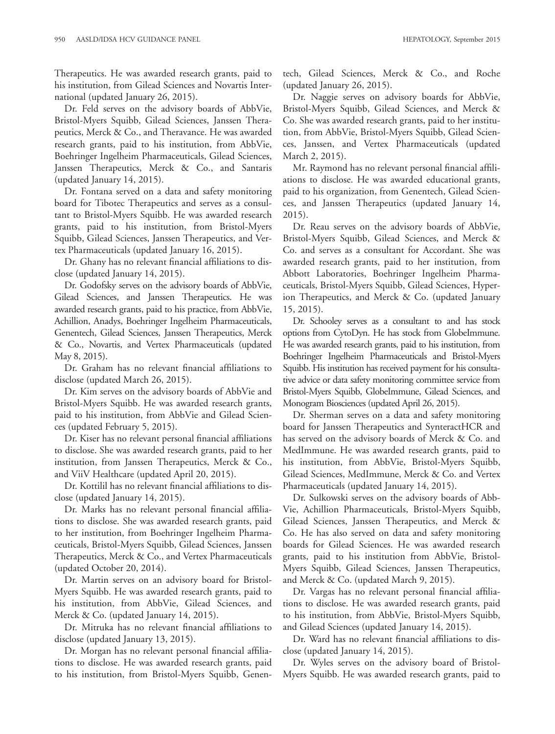Therapeutics. He was awarded research grants, paid to his institution, from Gilead Sciences and Novartis International (updated January 26, 2015).

Dr. Feld serves on the advisory boards of AbbVie, Bristol-Myers Squibb, Gilead Sciences, Janssen Therapeutics, Merck & Co., and Theravance. He was awarded research grants, paid to his institution, from AbbVie, Boehringer Ingelheim Pharmaceuticals, Gilead Sciences, Janssen Therapeutics, Merck & Co., and Santaris (updated January 14, 2015).

Dr. Fontana served on a data and safety monitoring board for Tibotec Therapeutics and serves as a consultant to Bristol-Myers Squibb. He was awarded research grants, paid to his institution, from Bristol-Myers Squibb, Gilead Sciences, Janssen Therapeutics, and Vertex Pharmaceuticals (updated January 16, 2015).

Dr. Ghany has no relevant financial affiliations to disclose (updated January 14, 2015).

Dr. Godofsky serves on the advisory boards of AbbVie, Gilead Sciences, and Janssen Therapeutics. He was awarded research grants, paid to his practice, from AbbVie, Achillion, Anadys, Boehringer Ingelheim Pharmaceuticals, Genentech, Gilead Sciences, Janssen Therapeutics, Merck & Co., Novartis, and Vertex Pharmaceuticals (updated May 8, 2015).

Dr. Graham has no relevant financial affiliations to disclose (updated March 26, 2015).

Dr. Kim serves on the advisory boards of AbbVie and Bristol-Myers Squibb. He was awarded research grants, paid to his institution, from AbbVie and Gilead Sciences (updated February 5, 2015).

Dr. Kiser has no relevant personal financial affiliations to disclose. She was awarded research grants, paid to her institution, from Janssen Therapeutics, Merck & Co., and ViiV Healthcare (updated April 20, 2015).

Dr. Kottilil has no relevant financial affiliations to disclose (updated January 14, 2015).

Dr. Marks has no relevant personal financial affiliations to disclose. She was awarded research grants, paid to her institution, from Boehringer Ingelheim Pharmaceuticals, Bristol-Myers Squibb, Gilead Sciences, Janssen Therapeutics, Merck & Co., and Vertex Pharmaceuticals (updated October 20, 2014).

Dr. Martin serves on an advisory board for Bristol-Myers Squibb. He was awarded research grants, paid to his institution, from AbbVie, Gilead Sciences, and Merck & Co. (updated January 14, 2015).

Dr. Mitruka has no relevant financial affiliations to disclose (updated January 13, 2015).

Dr. Morgan has no relevant personal financial affiliations to disclose. He was awarded research grants, paid to his institution, from Bristol-Myers Squibb, Genentech, Gilead Sciences, Merck & Co., and Roche (updated January 26, 2015).

Dr. Naggie serves on advisory boards for AbbVie, Bristol-Myers Squibb, Gilead Sciences, and Merck & Co. She was awarded research grants, paid to her institution, from AbbVie, Bristol-Myers Squibb, Gilead Sciences, Janssen, and Vertex Pharmaceuticals (updated March 2, 2015).

Mr. Raymond has no relevant personal financial affiliations to disclose. He was awarded educational grants, paid to his organization, from Genentech, Gilead Sciences, and Janssen Therapeutics (updated January 14, 2015).

Dr. Reau serves on the advisory boards of AbbVie, Bristol-Myers Squibb, Gilead Sciences, and Merck & Co. and serves as a consultant for Accordant. She was awarded research grants, paid to her institution, from Abbott Laboratories, Boehringer Ingelheim Pharmaceuticals, Bristol-Myers Squibb, Gilead Sciences, Hyperion Therapeutics, and Merck & Co. (updated January 15, 2015).

Dr. Schooley serves as a consultant to and has stock options from CytoDyn. He has stock from GlobeImmune. He was awarded research grants, paid to his institution, from Boehringer Ingelheim Pharmaceuticals and Bristol-Myers Squibb. His institution has received payment for his consultative advice or data safety monitoring committee service from Bristol-Myers Squibb, GlobeImmune, Gilead Sciences, and Monogram Biosciences (updated April 26, 2015).

Dr. Sherman serves on a data and safety monitoring board for Janssen Therapeutics and SynteractHCR and has served on the advisory boards of Merck & Co. and MedImmune. He was awarded research grants, paid to his institution, from AbbVie, Bristol-Myers Squibb, Gilead Sciences, MedImmune, Merck & Co. and Vertex Pharmaceuticals (updated January 14, 2015).

Dr. Sulkowski serves on the advisory boards of AbbVie, Achillion Pharmaceuticals, Bristol-Myers Squibb, Gilead Sciences, Janssen Therapeutics, and Merck & Co. He has also served on data and safety monitoring boards for Gilead Sciences. He was awarded research grants, paid to his institution from AbbVie, Bristol-Myers Squibb, Gilead Sciences, Janssen Therapeutics, and Merck & Co. (updated March 9, 2015).

Dr. Vargas has no relevant personal financial affiliations to disclose. He was awarded research grants, paid to his institution, from AbbVie, Bristol-Myers Squibb, and Gilead Sciences (updated January 14, 2015).

Dr. Ward has no relevant financial affiliations to disclose (updated January 14, 2015).

Dr. Wyles serves on the advisory board of Bristol-Myers Squibb. He was awarded research grants, paid to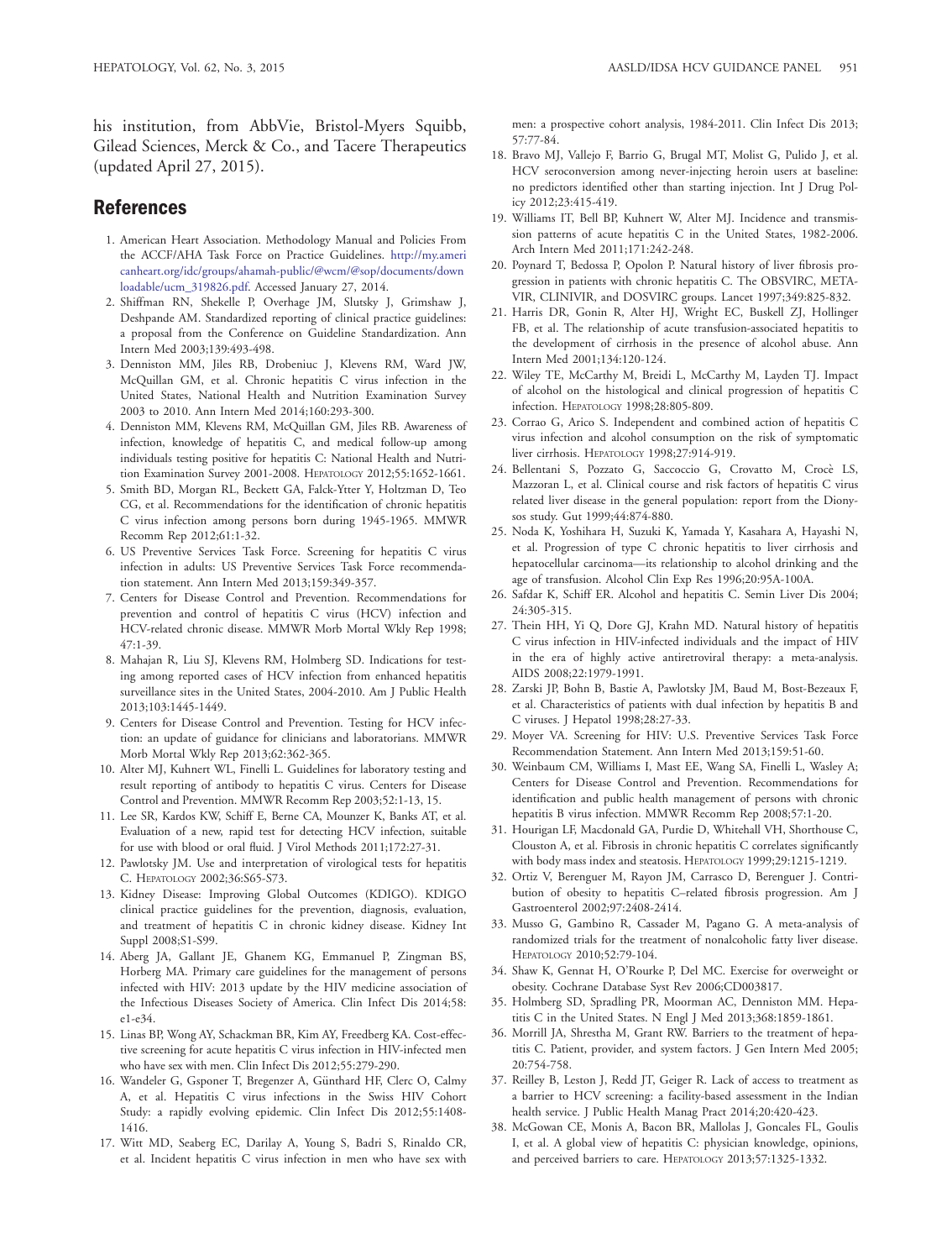his institution, from AbbVie, Bristol-Myers Squibb, Gilead Sciences, Merck & Co., and Tacere Therapeutics (updated April 27, 2015).

## References

1. American Heart Association. Methodology Manual and Policies From the ACCF/AHA Task Force on Practice Guidelines. http://my.americanheart.org/idc/groups/ahamah-public/@wcm/@sop/documents/downloadable/ucm_319826.pdf. Accessed January 27, 2014.
2. Shiffman RN, Shekelle P, Overhage JM, Slutsky J, Grimshaw J, Deshpande AM. Standardized reporting of clinical practice guidelines: a proposal from the Conference on Guideline Standardization. Ann Intern Med 2003;139:493-498.
3. Denniston MM, Jiles RB, Drobeniuc J, Klevens RM, Ward JW, McQuillan GM, et al. Chronic hepatitis C virus infection in the United States, National Health and Nutrition Examination Survey 2003 to 2010. Ann Intern Med 2014;160:293-300.
4. Denniston MM, Klevens RM, McQuillan GM, Jiles RB. Awareness of infection, knowledge of hepatitis C, and medical follow-up among individuals testing positive for hepatitis C: National Health and Nutrition Examination Survey 2001-2008. Hepatology 2012;55:1652-1661.
5. Smith BD, Morgan RL, Beckett GA, Falck-Ytter Y, Holtzman D, Teo CG, et al. Recommendations for the identification of chronic hepatitis C virus infection among persons born during 1945-1965. MMWR Recomm Rep 2012;61:1-32.
6. US Preventive Services Task Force. Screening for hepatitis C virus infection in adults: US Preventive Services Task Force recommendation statement. Ann Intern Med 2013;159:349-357.
7. Centers for Disease Control and Prevention. Recommendations for prevention and control of hepatitis C virus (HCV) infection and HCV-related chronic disease. MMWR Morb Mortal Wkly Rep 1998; 47:1-39.
8. Mahajan R, Liu SJ, Klevens RM, Holmberg SD. Indications for testing among reported cases of HCV infection from enhanced hepatitis surveillance sites in the United States, 2004-2010. Am J Public Health 2013;103:1445-1449.
9. Centers for Disease Control and Prevention. Testing for HCV infection: an update of guidance for clinicians and laboratorians. MMWR Morb Mortal Wkly Rep 2013;62:362-365.
10. Alter MJ, Kuhnert WL, Finelli L. Guidelines for laboratory testing and result reporting of antibody to hepatitis C virus. Centers for Disease Control and Prevention. MMWR Recomm Rep 2003;52:1-13, 15.
11. Lee SR, Kardos KW, Schiff E, Berne CA, Mounzer K, Banks AT, et al. Evaluation of a new, rapid test for detecting HCV infection, suitable for use with blood or oral fluid. J Virol Methods 2011;172:27-31.
12. Pawlotsky JM. Use and interpretation of virological tests for hepatitis C. Hepatology 2002;36:S65-S73.
13. Kidney Disease: Improving Global Outcomes (KDIGO). KDIGO clinical practice guidelines for the prevention, diagnosis, evaluation, and treatment of hepatitis C in chronic kidney disease. Kidney Int Suppl 2008;S1-S99.
14. Aberg JA, Gallant JE, Ghanem KG, Emmanuel P, Zingman BS, Horberg MA. Primary care guidelines for the management of persons infected with HIV: 2013 update by the HIV medicine association of the Infectious Diseases Society of America. Clin Infect Dis 2014;58: e1-e34.
15. Linas BP, Wong AY, Schackman BR, Kim AY, Freedberg KA. Cost-effective screening for acute hepatitis C virus infection in HIV-infected men who have sex with men. Clin Infect Dis 2012;55:279-290.
16. Wandeler G, Gsponer T, Bregenzer A, Günthard HF, Clerc O, Calmy A, et al. Hepatitis C virus infections in the Swiss HIV Cohort Study: a rapidly evolving epidemic. Clin Infect Dis 2012;55:1408-1416.
17. Witt MD, Seaberg EC, Darilay A, Young S, Badri S, Rinaldo CR, et al. Incident hepatitis C virus infection in men who have sex with men: a prospective cohort analysis, 1984-2011. Clin Infect Dis 2013; 57:77-84.
18. Bravo MJ, Vallejo F, Barrio G, Brugal MT, Molist G, Pulido J, et al. HCV seroconversion among never-injecting heroin users at baseline: no predictors identified other than starting injection. Int J Drug Policy 2012;23:415-419.
19. Williams IT, Bell BP, Kuhnert W, Alter MJ. Incidence and transmission patterns of acute hepatitis C in the United States, 1982-2006. Arch Intern Med 2011;171:242-248.
20. Poynard T, Bedossa P, Opolon P. Natural history of liver fibrosis progression in patients with chronic hepatitis C. The OBSVIRC, METAVIR, CLINIVIR, and DOSVIRC groups. Lancet 1997;349:825-832.
21. Harris DR, Gonin R, Alter HJ, Wright EC, Buskell ZJ, Hollinger FB, et al. The relationship of acute transfusion-associated hepatitis to the development of cirrhosis in the presence of alcohol abuse. Ann Intern Med 2001;134:120-124.
22. Wiley TE, McCarthy M, Breidi L, McCarthy M, Layden TJ. Impact of alcohol on the histological and clinical progression of hepatitis C infection. Hepatology 1998;28:805-809.
23. Corrao G, Arico S. Independent and combined action of hepatitis C virus infection and alcohol consumption on the risk of symptomatic liver cirrhosis. Hepatology 1998;27:914-919.
24. Bellentani S, Pozzato G, Saccoccio G, Crovatto M, Crocè LS, Mazzoran L, et al. Clinical course and risk factors of hepatitis C virus related liver disease in the general population: report from the Dionysos study. Gut 1999;44:874-880.
25. Noda K, Yoshihara H, Suzuki K, Yamada Y, Kasahara A, Hayashi N, et al. Progression of type C chronic hepatitis to liver cirrhosis and hepatocellular carcinoma—its relationship to alcohol drinking and the age of transfusion. Alcohol Clin Exp Res 1996;20:95A-100A.
26. Safdar K, Schiff ER. Alcohol and hepatitis C. Semin Liver Dis 2004; 24:305-315.
27. Thein HH, Yi Q, Dore GJ, Krahn MD. Natural history of hepatitis C virus infection in HIV-infected individuals and the impact of HIV in the era of highly active antiretroviral therapy: a meta-analysis. AIDS 2008;22:1979-1991.
28. Zarski JP, Bohn B, Bastie A, Pawlotsky JM, Baud M, Bost-Bezeaux F, et al. Characteristics of patients with dual infection by hepatitis B and C viruses. J Hepatol 1998;28:27-33.
29. Moyer VA. Screening for HIV: U.S. Preventive Services Task Force Recommendation Statement. Ann Intern Med 2013;159:51-60.
30. Weinbaum CM, Williams I, Mast EE, Wang SA, Finelli L, Wasley A; Centers for Disease Control and Prevention. Recommendations for identification and public health management of persons with chronic hepatitis B virus infection. MMWR Recomm Rep 2008;57:1-20.
31. Hourigan LF, Macdonald GA, Purdie D, Whitehall VH, Shorthouse C, Clouston A, et al. Fibrosis in chronic hepatitis C correlates significantly with body mass index and steatosis. Hepatology 1999;29:1215-1219.
32. Ortiz V, Berenguer M, Rayon JM, Carrasco D, Berenguer J. Contribution of obesity to hepatitis C–related fibrosis progression. Am J Gastroenterol 2002;97:2408-2414.
33. Musso G, Gambino R, Cassader M, Pagano G. A meta-analysis of randomized trials for the treatment of nonalcoholic fatty liver disease. Hepatology 2010;52:79-104.
34. Shaw K, Gennat H, O'Rourke P, Del MC. Exercise for overweight or obesity. Cochrane Database Syst Rev 2006;CD003817.
35. Holmberg SD, Spradling PR, Moorman AC, Denniston MM. Hepatitis C in the United States. N Engl J Med 2013;368:1859-1861.
36. Morrill JA, Shrestha M, Grant RW. Barriers to the treatment of hepatitis C. Patient, provider, and system factors. J Gen Intern Med 2005; 20:754-758.
37. Reilley B, Leston J, Redd JT, Geiger R. Lack of access to treatment as a barrier to HCV screening: a facility-based assessment in the Indian health service. J Public Health Manag Pract 2014;20:420-423.
38. McGowan CE, Monis A, Bacon BR, Mallolas J, Goncales FL, Goulis I, et al. A global view of hepatitis C: physician knowledge, opinions, and perceived barriers to care. Hepatology 2013;57:1325-1332.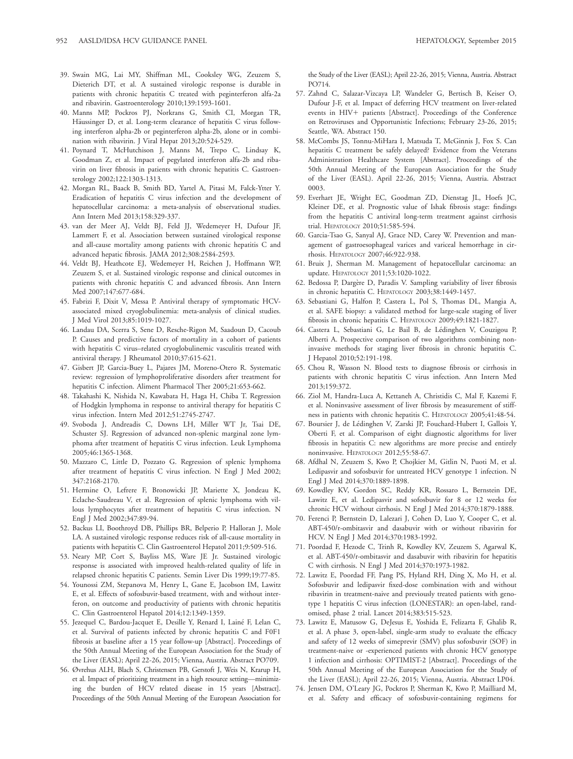39. Swain MG, Lai MY, Shiffman ML, Cooksley WG, Zeuzem S, Dieterich DT, et al. A sustained virologic response is durable in patients with chronic hepatitis C treated with peginterferon alfa-2a and ribavirin. Gastroenterology 2010;139:1593-1601.
40. Manns MP, Pockros PJ, Norkrans G, Smith CI, Morgan TR, Häussinger D, et al. Long-term clearance of hepatitis C virus following interferon alpha-2b or peginterferon alpha-2b, alone or in combination with ribavirin. J Viral Hepat 2013;20:524-529.
41. Poynard T, McHutchison J, Manns M, Trepo C, Lindsay K, Goodman Z, et al. Impact of pegylated interferon alfa-2b and ribavirin on liver fibrosis in patients with chronic hepatitis C. Gastroenterology 2002;122:1303-1313.
42. Morgan RL, Baack B, Smith BD, Yartel A, Pitasi M, Falck-Ytter Y. Eradication of hepatitis C virus infection and the development of hepatocellular carcinoma: a meta-analysis of observational studies. Ann Intern Med 2013;158:329-337.
43. van der Meer AJ, Veldt BJ, Feld JJ, Wedemeyer H, Dufour JF, Lammert F, et al. Association between sustained virological response and all-cause mortality among patients with chronic hepatitis C and advanced hepatic fibrosis. JAMA 2012;308:2584-2593.
44. Veldt BJ, Heathcote EJ, Wedemeyer H, Reichen J, Hoffmann WP, Zeuzem S, et al. Sustained virologic response and clinical outcomes in patients with chronic hepatitis C and advanced fibrosis. Ann Intern Med 2007;147:677-684.
45. Fabrizi F, Dixit V, Messa P. Antiviral therapy of symptomatic HCV-associated mixed cryoglobulinemia: meta-analysis of clinical studies. J Med Virol 2013;85:1019-1027.
46. Landau DA, Scerra S, Sene D, Resche-Rigon M, Saadoun D, Cacoub P. Causes and predictive factors of mortality in a cohort of patients with hepatitis C virus–related cryoglobulinemic vasculitis treated with antiviral therapy. J Rheumatol 2010;37:615-621.
47. Gisbert JP, Garcia-Buey L, Pajares JM, Moreno-Otero R. Systematic review: regression of lymphoproliferative disorders after treatment for hepatitis C infection. Aliment Pharmacol Ther 2005;21:653-662.
48. Takahashi K, Nishida N, Kawabata H, Haga H, Chiba T. Regression of Hodgkin lymphoma in response to antiviral therapy for hepatitis C virus infection. Intern Med 2012;51:2745-2747.
49. Svoboda J, Andreadis C, Downs LH, Miller WT Jr, Tsai DE, Schuster SJ. Regression of advanced non-splenic marginal zone lymphoma after treatment of hepatitis C virus infection. Leuk Lymphoma 2005;46:1365-1368.
50. Mazzaro C, Little D, Pozzato G. Regression of splenic lymphoma after treatment of hepatitis C virus infection. N Engl J Med 2002; 347:2168-2170.
51. Hermine O, Lefrere F, Bronowicki JP, Mariette X, Jondeau K, Eclache-Saudreau V, et al. Regression of splenic lymphoma with villous lymphocytes after treatment of hepatitis C virus infection. N Engl J Med 2002;347:89-94.
52. Backus LI, Boothroyd DB, Phillips BR, Belperio P, Halloran J, Mole LA. A sustained virologic response reduces risk of all-cause mortality in patients with hepatitis C. Clin Gastroenterol Hepatol 2011;9:509-516.
53. Neary MP, Cort S, Bayliss MS, Ware JE Jr. Sustained virologic response is associated with improved health-related quality of life in relapsed chronic hepatitis C patients. Semin Liver Dis 1999;19:77-85.
54. Younossi ZM, Stepanova M, Henry L, Gane E, Jacobson IM, Lawitz E, et al. Effects of sofosbuvir-based treatment, with and without interferon, on outcome and productivity of patients with chronic hepatitis C. Clin Gastroenterol Hepatol 2014;12:1349-1359.
55. Jezequel C, Bardou-Jacquet E, Desille Y, Renard I, Lainé F, Lelan C, et al. Survival of patients infected by chronic hepatitis C and F0F1 fibrosis at baseline after a 15 year follow-up [Abstract]. Proceedings of the 50th Annual Meeting of the European Association for the Study of the Liver (EASL); April 22-26, 2015; Vienna, Austria. Abstract PO709.
56. Øvrehus ALH, Blach S, Christensen PB, Gerstoft J, Weis N, Krarup H, et al. Impact of prioritizing treatment in a high resource setting—minimizing the burden of HCV related disease in 15 years [Abstract]. Proceedings of the 50th Annual Meeting of the European Association for the Study of the Liver (EASL); April 22-26, 2015; Vienna, Austria. Abstract PO714.
57. Zahnd C, Salazar-Vizcaya LP, Wandeler G, Bertisch B, Keiser O, Dufour J-F, et al. Impact of deferring HCV treatment on liver-related events in HIV+ patients [Abstract]. Proceedings of the Conference on Retroviruses and Opportunistic Infections; February 23-26, 2015; Seattle, WA. Abstract 150.
58. McCombs JS, Tonnu-MiHara I, Matsuda T, McGinnis J, Fox S. Can hepatitis C treatment be safely delayed? Evidence from the Veterans Administration Healthcare System [Abstract]. Proceedings of the 50th Annual Meeting of the European Association for the Study of the Liver (EASL). April 22-26, 2015; Vienna, Austria. Abstract 0003.
59. Everhart JE, Wright EC, Goodman ZD, Dienstag JL, Hoefs JC, Kleiner DE, et al. Prognostic value of Ishak fibrosis stage: findings from the hepatitis C antiviral long-term treatment against cirrhosis trial. Hepatology 2010;51:585-594.
60. Garcia-Tsao G, Sanyal AJ, Grace ND, Carey W. Prevention and management of gastroesophageal varices and variceal hemorrhage in cirrhosis. Hepatology 2007;46:922-938.
61. Bruix J, Sherman M. Management of hepatocellular carcinoma: an update. Hepatology 2011;53:1020-1022.
62. Bedossa P, Dargère D, Paradis V. Sampling variability of liver fibrosis in chronic hepatitis C. Hepatology 2003;38:1449-1457.
63. Sebastiani G, Halfon P, Castera L, Pol S, Thomas DL, Mangia A, et al. SAFE biopsy: a validated method for large-scale staging of liver fibrosis in chronic hepatitis C. Hepatology 2009;49:1821-1827.
64. Castera L, Sebastiani G, Le Bail B, de Lédinghen V, Couzigou P, Alberti A. Prospective comparison of two algorithms combining non-invasive methods for staging liver fibrosis in chronic hepatitis C. J Hepatol 2010;52:191-198.
65. Chou R, Wasson N. Blood tests to diagnose fibrosis or cirrhosis in patients with chronic hepatitis C virus infection. Ann Intern Med 2013;159:372.
66. Ziol M, Handra-Luca A, Kettaneh A, Christidis C, Mal F, Kazemi F, et al. Noninvasive assessment of liver fibrosis by measurement of stiffness in patients with chronic hepatitis C. Hepatology 2005;41:48-54.
67. Boursier J, de Lédinghen V, Zarski JP, Fouchard-Hubert I, Gallois Y, Oberti F, et al. Comparison of eight diagnostic algorithms for liver fibrosis in hepatitis C: new algorithms are more precise and entirely noninvasive. Hepatology 2012;55:58-67.
68. Afdhal N, Zeuzem S, Kwo P, Chojkier M, Gitlin N, Puoti M, et al. Ledipasvir and sofosbuvir for untreated HCV genotype 1 infection. N Engl J Med 2014;370:1889-1898.
69. Kowdley KV, Gordon SC, Reddy KR, Rossaro L, Bernstein DE, Lawitz E, et al. Ledipasvir and sofosbuvir for 8 or 12 weeks for chronic HCV without cirrhosis. N Engl J Med 2014;370:1879-1888.
70. Ferenci P, Bernstein D, Lalezari J, Cohen D, Luo Y, Cooper C, et al. ABT-450/r-ombitasvir and dasabuvir with or without ribavirin for HCV. N Engl J Med 2014;370:1983-1992.
71. Poordad F, Hezode C, Trinh R, Kowdley KV, Zeuzem S, Agarwal K, et al. ABT-450/r-ombitasvir and dasabuvir with ribavirin for hepatitis C with cirrhosis. N Engl J Med 2014;370:1973-1982.
72. Lawitz E, Poordad FF, Pang PS, Hyland RH, Ding X, Mo H, et al. Sofosbuvir and ledipasvir fixed-dose combination with and without ribavirin in treatment-naive and previously treated patients with genotype 1 hepatitis C virus infection (LONESTAR): an open-label, randomised, phase 2 trial. Lancet 2014;383:515-523.
73. Lawitz E, Matusow G, DeJesus E, Yoshida E, Felizarta F, Ghalib R, et al. A phase 3, open-label, single-arm study to evaluate the efficacy and safety of 12 weeks of simeprevir (SMV) plus sofosbuvir (SOF) in treatment-naive or -experienced patients with chronic HCV genotype 1 infection and cirrhosis: OPTIMIST-2 [Abstract]. Proceedings of the 50th Annual Meeting of the European Association for the Study of the Liver (EASL); April 22-26, 2015; Vienna, Austria. Abstract LP04.
74. Jensen DM, O'Leary JG, Pockros P, Sherman K, Kwo P, Mailliard M, et al. Safety and efficacy of sofosbuvir-containing regimens for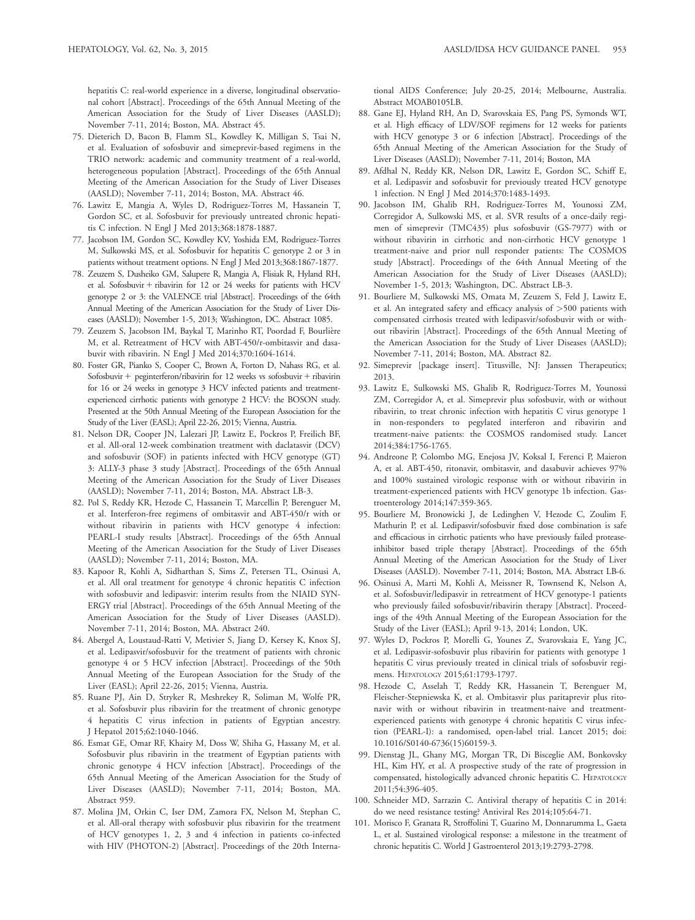hepatitis C: real-world experience in a diverse, longitudinal observational cohort [Abstract]. Proceedings of the 65th Annual Meeting of the American Association for the Study of Liver Diseases (AASLD); November 7-11, 2014; Boston, MA. Abstract 45.

75. Dieterich D, Bacon B, Flamm SL, Kowdley K, Milligan S, Tsai N, et al. Evaluation of sofosbuvir and simeprevir-based regimens in the TRIO network: academic and community treatment of a real-world, heterogeneous population [Abstract]. Proceedings of the 65th Annual Meeting of the American Association for the Study of Liver Diseases (AASLD); November 7-11, 2014; Boston, MA. Abstract 46.
76. Lawitz E, Mangia A, Wyles D, Rodriguez-Torres M, Hassanein T, Gordon SC, et al. Sofosbuvir for previously untreated chronic hepatitis C infection. N Engl J Med 2013;368:1878-1887.
77. Jacobson IM, Gordon SC, Kowdley KV, Yoshida EM, Rodriguez-Torres M, Sulkowski MS, et al. Sofosbuvir for hepatitis C genotype 2 or 3 in patients without treatment options. N Engl J Med 2013;368:1867-1877.
78. Zeuzem S, Dusheiko GM, Salupere R, Mangia A, Flisiak R, Hyland RH, et al. Sofosbuvir + ribavirin for 12 or 24 weeks for patients with HCV genotype 2 or 3: the VALENCE trial [Abstract]. Proceedings of the 64th Annual Meeting of the American Association for the Study of Liver Diseases (AASLD); November 1-5, 2013; Washington, DC. Abstract 1085.
79. Zeuzem S, Jacobson IM, Baykal T, Marinho RT, Poordad F, Bourlière M, et al. Retreatment of HCV with ABT-450/r-ombitasvir and dasabuvir with ribavirin. N Engl J Med 2014;370:1604-1614.
80. Foster GR, Pianko S, Cooper C, Brown A, Forton D, Nahass RG, et al. Sofosbuvir + peginterferon/ribavirin for 12 weeks vs sofosbuvir + ribavirin for 16 or 24 weeks in genotype 3 HCV infected patients and treatment-experienced cirrhotic patients with genotype 2 HCV: the BOSON study. Presented at the 50th Annual Meeting of the European Association for the Study of the Liver (EASL); April 22-26, 2015; Vienna, Austria.
81. Nelson DR, Cooper JN, Lalezari JP, Lawitz E, Pockros P, Freilich BF, et al. All-oral 12-week combination treatment with daclatasvir (DCV) and sofosbuvir (SOF) in patients infected with HCV genotype (GT) 3: ALLY-3 phase 3 study [Abstract]. Proceedings of the 65th Annual Meeting of the American Association for the Study of Liver Diseases (AASLD); November 7-11, 2014; Boston, MA. Abstract LB-3.
82. Pol S, Reddy KR, Hezode C, Hassanein T, Marcellin P, Berenguer M, et al. Interferon-free regimens of ombitasvir and ABT-450/r with or without ribavirin in patients with HCV genotype 4 infection: PEARL-I study results [Abstract]. Proceedings of the 65th Annual Meeting of the American Association for the Study of Liver Diseases (AASLD); November 7-11, 2014; Boston, MA.
83. Kapoor R, Kohli A, Sidharthan S, Sims Z, Petersen TL, Osinusi A, et al. All oral treatment for genotype 4 chronic hepatitis C infection with sofosbuvir and ledipasvir: interim results from the NIAID SYNERGY trial [Abstract]. Proceedings of the 65th Annual Meeting of the American Association for the Study of Liver Diseases (AASLD). November 7-11, 2014; Boston, MA. Abstract 240.
84. Abergel A, Loustaud-Ratti V, Metivier S, Jiang D, Kersey K, Knox SJ, et al. Ledipasvir/sofosbuvir for the treatment of patients with chronic genotype 4 or 5 HCV infection [Abstract]. Proceedings of the 50th Annual Meeting of the European Association for the Study of the Liver (EASL); April 22-26, 2015; Vienna, Austria.
85. Ruane PJ, Ain D, Stryker R, Meshrekey R, Soliman M, Wolfe PR, et al. Sofosbuvir plus ribavirin for the treatment of chronic genotype 4 hepatitis C virus infection in patients of Egyptian ancestry. J Hepatol 2015;62:1040-1046.
86. Esmat GE, Omar RF, Khairy M, Doss W, Shiha G, Hassany M, et al. Sofosbuvir plus ribavirin in the treatment of Egyptian patients with chronic genotype 4 HCV infection [Abstract]. Proceedings of the 65th Annual Meeting of the American Association for the Study of Liver Diseases (AASLD); November 7-11, 2014; Boston, MA. Abstract 959.
87. Molina JM, Orkin C, Iser DM, Zamora FX, Nelson M, Stephan C, et al. All-oral therapy with sofosbuvir plus ribavirin for the treatment of HCV genotypes 1, 2, 3 and 4 infection in patients co-infected with HIV (PHOTON-2) [Abstract]. Proceedings of the 20th International AIDS Conference; July 20-25, 2014; Melbourne, Australia. Abstract MOAB0105LB.
88. Gane EJ, Hyland RH, An D, Svarovskaia ES, Pang PS, Symonds WT, et al. High efficacy of LDV/SOF regimens for 12 weeks for patients with HCV genotype 3 or 6 infection [Abstract]. Proceedings of the 65th Annual Meeting of the American Association for the Study of Liver Diseases (AASLD); November 7-11, 2014; Boston, MA
89. Afdhal N, Reddy KR, Nelson DR, Lawitz E, Gordon SC, Schiff E, et al. Ledipasvir and sofosbuvir for previously treated HCV genotype 1 infection. N Engl J Med 2014;370:1483-1493.
90. Jacobson IM, Ghalib RH, Rodriguez-Torres M, Younossi ZM, Corregidor A, Sulkowski MS, et al. SVR results of a once-daily regimen of simeprevir (TMC435) plus sofosbuvir (GS-7977) with or without ribavirin in cirrhotic and non-cirrhotic HCV genotype 1 treatment-naive and prior null responder patients: The COSMOS study [Abstract]. Proceedings of the 64th Annual Meeting of the American Association for the Study of Liver Diseases (AASLD); November 1-5, 2013; Washington, DC. Abstract LB-3.
91. Bourliere M, Sulkowski MS, Omata M, Zeuzem S, Feld J, Lawitz E, et al. An integrated safety and efficacy analysis of >500 patients with compensated cirrhosis treated with ledipasvir/sofosbuvir with or without ribavirin [Abstract]. Proceedings of the 65th Annual Meeting of the American Association for the Study of Liver Diseases (AASLD); November 7-11, 2014; Boston, MA. Abstract 82.
92. Simeprevir [package insert]. Titusville, NJ: Janssen Therapeutics; 2013.
93. Lawitz E, Sulkowski MS, Ghalib R, Rodriguez-Torres M, Younossi ZM, Corregidor A, et al. Simeprevir plus sofosbuvir, with or without ribavirin, to treat chronic infection with hepatitis C virus genotype 1 in non-responders to pegylated interferon and ribavirin and treatment-naive patients: the COSMOS randomised study. Lancet 2014;384:1756-1765.
94. Andreone P, Colombo MG, Enejosa JV, Koksal I, Ferenci P, Maieron A, et al. ABT-450, ritonavir, ombitasvir, and dasabuvir achieves 97% and 100% sustained virologic response with or without ribavirin in treatment-experienced patients with HCV genotype 1b infection. Gastroenterology 2014;147:359-365.
95. Bourliere M, Bronowicki J, de Ledinghen V, Hezode C, Zoulim F, Mathurin P, et al. Ledipasvir/sofosbuvir fixed dose combination is safe and efficacious in cirrhotic patients who have previously failed protease-inhibitor based triple therapy [Abstract]. Proceedings of the 65th Annual Meeting of the American Association for the Study of Liver Diseases (AASLD). November 7-11, 2014; Boston, MA. Abstract LB-6.
96. Osinusi A, Marti M, Kohli A, Meissner R, Townsend K, Nelson A, et al. Sofosbuvir/ledipasvir in retreatment of HCV genotype-1 patients who previously failed sofosbuvir/ribavirin therapy [Abstract]. Proceedings of the 49th Annual Meeting of the European Association for the Study of the Liver (EASL); April 9-13, 2014; London, UK.
97. Wyles D, Pockros P, Morelli G, Younes Z, Svarovskaia E, Yang JC, et al. Ledipasvir-sofosbuvir plus ribavirin for patients with genotype 1 hepatitis C virus previously treated in clinical trials of sofosbuvir regimens. HEPATOLOGY 2015;61:1793-1797.
98. Hezode C, Asselah T, Reddy KR, Hassanein T, Berenguer M, Fleischer-Stepniewska K, et al. Ombitasvir plus paritaprevir plus ritonavir with or without ribavirin in treatment-naive and treatment-experienced patients with genotype 4 chronic hepatitis C virus infection (PEARL-I): a randomised, open-label trial. Lancet 2015; doi: 10.1016/S0140-6736(15)60159-3.
99. Dienstag JL, Ghany MG, Morgan TR, Di Bisceglie AM, Bonkovsky HL, Kim HY, et al. A prospective study of the rate of progression in compensated, histologically advanced chronic hepatitis C. HEPATOLOGY 2011;54:396-405.
100. Schneider MD, Sarrazin C. Antiviral therapy of hepatitis C in 2014: do we need resistance testing? Antiviral Res 2014;105:64-71.
101. Morisco F, Granata R, Stroffolini T, Guarino M, Donnarumma L, Gaeta L, et al. Sustained virological response: a milestone in the treatment of chronic hepatitis C. World J Gastroenterol 2013;19:2793-2798.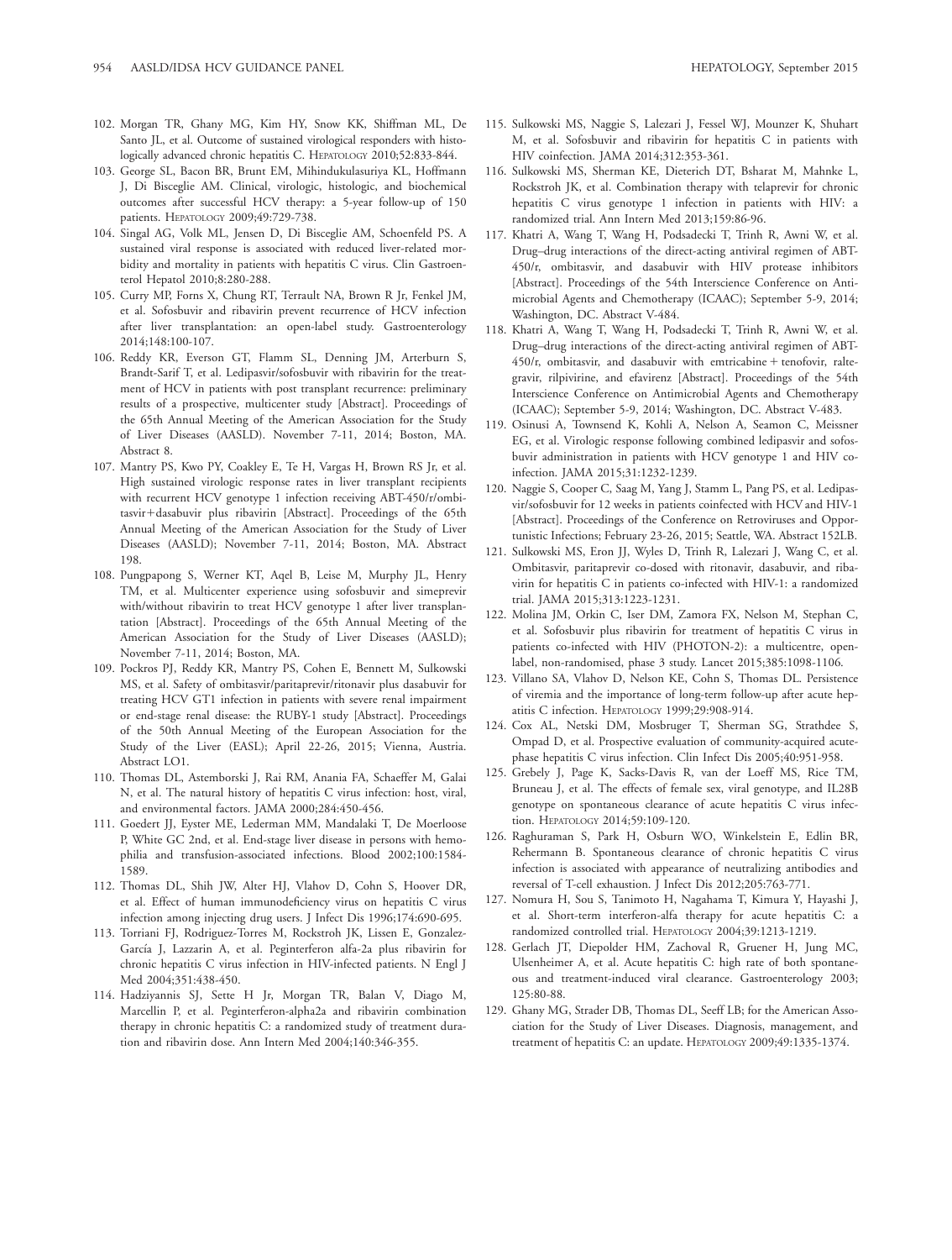102. Morgan TR, Ghany MG, Kim HY, Snow KK, Shiffman ML, De Santo JL, et al. Outcome of sustained virological responders with histologically advanced chronic hepatitis C. HEPATOLOGY 2010;52:833-844.
103. George SL, Bacon BR, Brunt EM, Mihindukulasuriya KL, Hoffmann J, Di Bisceglie AM. Clinical, virologic, histologic, and biochemical outcomes after successful HCV therapy: a 5-year follow-up of 150 patients. HEPATOLOGY 2009;49:729-738.
104. Singal AG, Volk ML, Jensen D, Di Bisceglie AM, Schoenfeld PS. A sustained viral response is associated with reduced liver-related morbidity and mortality in patients with hepatitis C virus. Clin Gastroenterol Hepatol 2010;8:280-288.
105. Curry MP, Forns X, Chung RT, Terrault NA, Brown R Jr, Fenkel JM, et al. Sofosbuvir and ribavirin prevent recurrence of HCV infection after liver transplantation: an open-label study. Gastroenterology 2014;148:100-107.
106. Reddy KR, Everson GT, Flamm SL, Denning JM, Arterburn S, Brandt-Sarif T, et al. Ledipasvir/sofosbuvir with ribavirin for the treatment of HCV in patients with post transplant recurrence: preliminary results of a prospective, multicenter study [Abstract]. Proceedings of the 65th Annual Meeting of the American Association for the Study of Liver Diseases (AASLD). November 7-11, 2014; Boston, MA. Abstract 8.
107. Mantry PS, Kwo PY, Coakley E, Te H, Vargas H, Brown RS Jr, et al. High sustained virologic response rates in liver transplant recipients with recurrent HCV genotype 1 infection receiving ABT-450/r/ombitasvir+dasabuvir plus ribavirin [Abstract]. Proceedings of the 65th Annual Meeting of the American Association for the Study of Liver Diseases (AASLD); November 7-11, 2014; Boston, MA. Abstract 198.
108. Pungpapong S, Werner KT, Aqel B, Leise M, Murphy JL, Henry TM, et al. Multicenter experience using sofosbuvir and simeprevir with/without ribavirin to treat HCV genotype 1 after liver transplantation [Abstract]. Proceedings of the 65th Annual Meeting of the American Association for the Study of Liver Diseases (AASLD); November 7-11, 2014; Boston, MA.
109. Pockros PJ, Reddy KR, Mantry PS, Cohen E, Bennett M, Sulkowski MS, et al. Safety of ombitasvir/paritaprevir/ritonavir plus dasabuvir for treating HCV GT1 infection in patients with severe renal impairment or end-stage renal disease: the RUBY-1 study [Abstract]. Proceedings of the 50th Annual Meeting of the European Association for the Study of the Liver (EASL); April 22-26, 2015; Vienna, Austria. Abstract LO1.
110. Thomas DL, Astemborski J, Rai RM, Anania FA, Schaeffer M, Galai N, et al. The natural history of hepatitis C virus infection: host, viral, and environmental factors. JAMA 2000;284:450-456.
111. Goedert JJ, Eyster ME, Lederman MM, Mandalaki T, De Moerloose P, White GC 2nd, et al. End-stage liver disease in persons with hemophilia and transfusion-associated infections. Blood 2002;100:1584-1589.
112. Thomas DL, Shih JW, Alter HJ, Vlahov D, Cohn S, Hoover DR, et al. Effect of human immunodeficiency virus on hepatitis C virus infection among injecting drug users. J Infect Dis 1996;174:690-695.
113. Torriani FJ, Rodriguez-Torres M, Rockstroh JK, Lissen E, Gonzalez-García J, Lazzarin A, et al. Peginterferon alfa-2a plus ribavirin for chronic hepatitis C virus infection in HIV-infected patients. N Engl J Med 2004;351:438-450.
114. Hadziyannis SJ, Sette H Jr, Morgan TR, Balan V, Diago M, Marcellin P, et al. Peginterferon-alpha2a and ribavirin combination therapy in chronic hepatitis C: a randomized study of treatment duration and ribavirin dose. Ann Intern Med 2004;140:346-355.
115. Sulkowski MS, Naggie S, Lalezari J, Fessel WJ, Mounzer K, Shuhart M, et al. Sofosbuvir and ribavirin for hepatitis C in patients with HIV coinfection. JAMA 2014;312:353-361.
116. Sulkowski MS, Sherman KE, Dieterich DT, Bsharat M, Mahnke L, Rockstroh JK, et al. Combination therapy with telaprevir for chronic hepatitis C virus genotype 1 infection in patients with HIV: a randomized trial. Ann Intern Med 2013;159:86-96.
117. Khatri A, Wang T, Wang H, Podsadecki T, Trinh R, Awni W, et al. Drug–drug interactions of the direct-acting antiviral regimen of ABT-450/r, ombitasvir, and dasabuvir with HIV protease inhibitors [Abstract]. Proceedings of the 54th Interscience Conference on Antimicrobial Agents and Chemotherapy (ICAAC); September 5-9, 2014; Washington, DC. Abstract V-484.
118. Khatri A, Wang T, Wang H, Podsadecki T, Trinh R, Awni W, et al. Drug–drug interactions of the direct-acting antiviral regimen of ABT-450/r, ombitasvir, and dasabuvir with emtricabine + tenofovir, raltegravir, rilpivirine, and efavirenz [Abstract]. Proceedings of the 54th Interscience Conference on Antimicrobial Agents and Chemotherapy (ICAAC); September 5-9, 2014; Washington, DC. Abstract V-483.
119. Osinusi A, Townsend K, Kohli A, Nelson A, Seamon C, Meissner EG, et al. Virologic response following combined ledipasvir and sofosbuvir administration in patients with HCV genotype 1 and HIV co-infection. JAMA 2015;31:1232-1239.
120. Naggie S, Cooper C, Saag M, Yang J, Stamm L, Pang PS, et al. Ledipasvir/sofosbuvir for 12 weeks in patients coinfected with HCV and HIV-1 [Abstract]. Proceedings of the Conference on Retroviruses and Opportunistic Infections; February 23-26, 2015; Seattle, WA. Abstract 152LB.
121. Sulkowski MS, Eron JJ, Wyles D, Trinh R, Lalezari J, Wang C, et al. Ombitasvir, paritaprevir co-dosed with ritonavir, dasabuvir, and ribavirin for hepatitis C in patients co-infected with HIV-1: a randomized trial. JAMA 2015;313:1223-1231.
122. Molina JM, Orkin C, Iser DM, Zamora FX, Nelson M, Stephan C, et al. Sofosbuvir plus ribavirin for treatment of hepatitis C virus in patients co-infected with HIV (PHOTON-2): a multicentre, open-label, non-randomised, phase 3 study. Lancet 2015;385:1098-1106.
123. Villano SA, Vlahov D, Nelson KE, Cohn S, Thomas DL. Persistence of viremia and the importance of long-term follow-up after acute hepatitis C infection. HEPATOLOGY 1999;29:908-914.
124. Cox AL, Netski DM, Mosbruger T, Sherman SG, Strathdee S, Ompad D, et al. Prospective evaluation of community-acquired acute-phase hepatitis C virus infection. Clin Infect Dis 2005;40:951-958.
125. Grebely J, Page K, Sacks-Davis R, van der Loeff MS, Rice TM, Bruneau J, et al. The effects of female sex, viral genotype, and IL28B genotype on spontaneous clearance of acute hepatitis C virus infection. HEPATOLOGY 2014;59:109-120.
126. Raghuraman S, Park H, Osburn WO, Winkelstein E, Edlin BR, Rehermann B. Spontaneous clearance of chronic hepatitis C virus infection is associated with appearance of neutralizing antibodies and reversal of T-cell exhaustion. J Infect Dis 2012;205:763-771.
127. Nomura H, Sou S, Tanimoto H, Nagahama T, Kimura Y, Hayashi J, et al. Short-term interferon-alfa therapy for acute hepatitis C: a randomized controlled trial. HEPATOLOGY 2004;39:1213-1219.
128. Gerlach JT, Diepolder HM, Zachoval R, Gruener H, Jung MC, Ulsenheimer A, et al. Acute hepatitis C: high rate of both spontaneous and treatment-induced viral clearance. Gastroenterology 2003;125:80-88.
129. Ghany MG, Strader DB, Thomas DL, Seeff LB; for the American Association for the Study of Liver Diseases. Diagnosis, management, and treatment of hepatitis C: an update. HEPATOLOGY 2009;49:1335-1374.